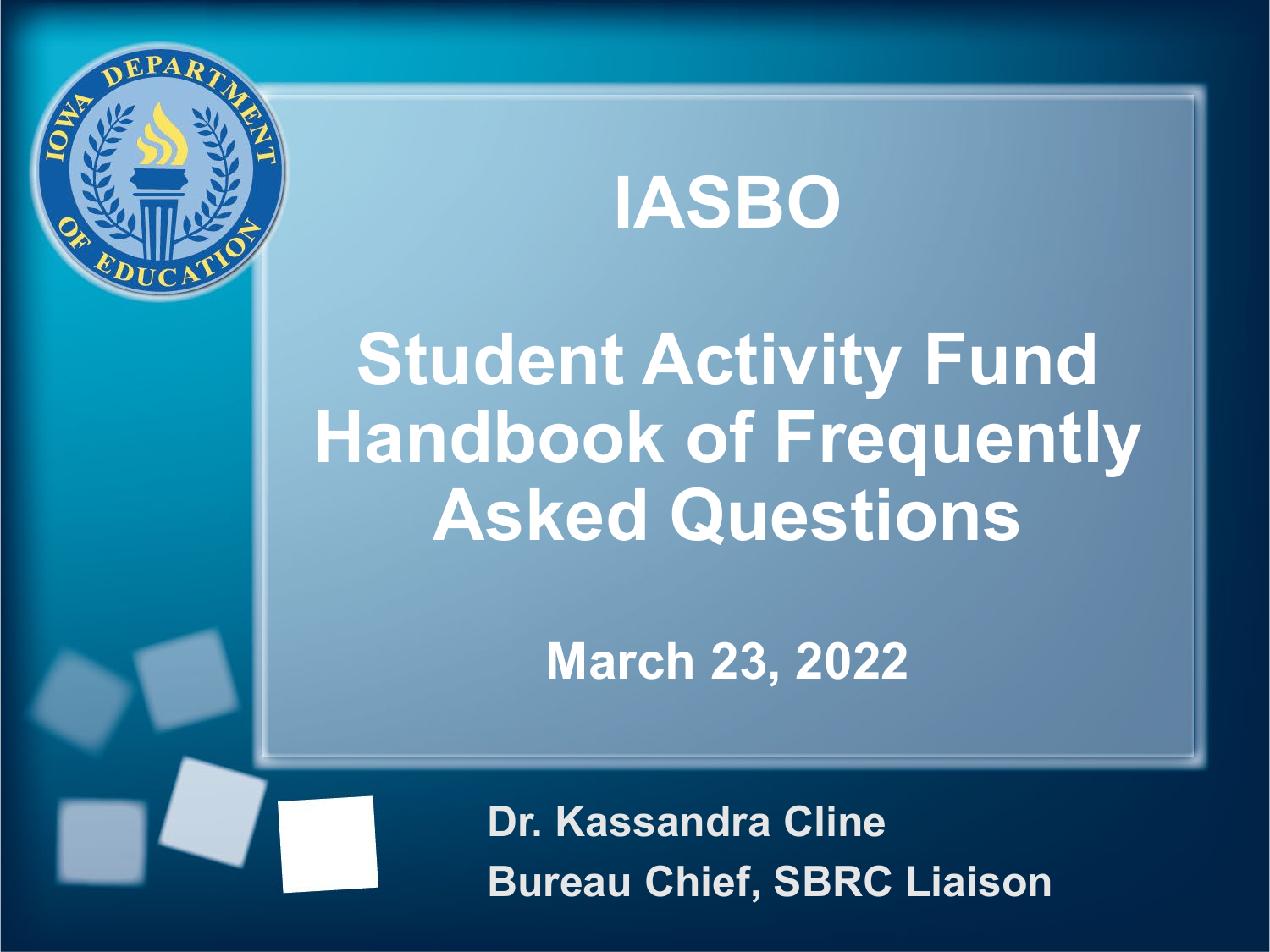# IASBO

# Student Activity Fund Handbook of Frequently Asked Questions

**March 23, 2022**

**Dr. Kassandra Cline**
**Bureau Chief, SBRC Liaison**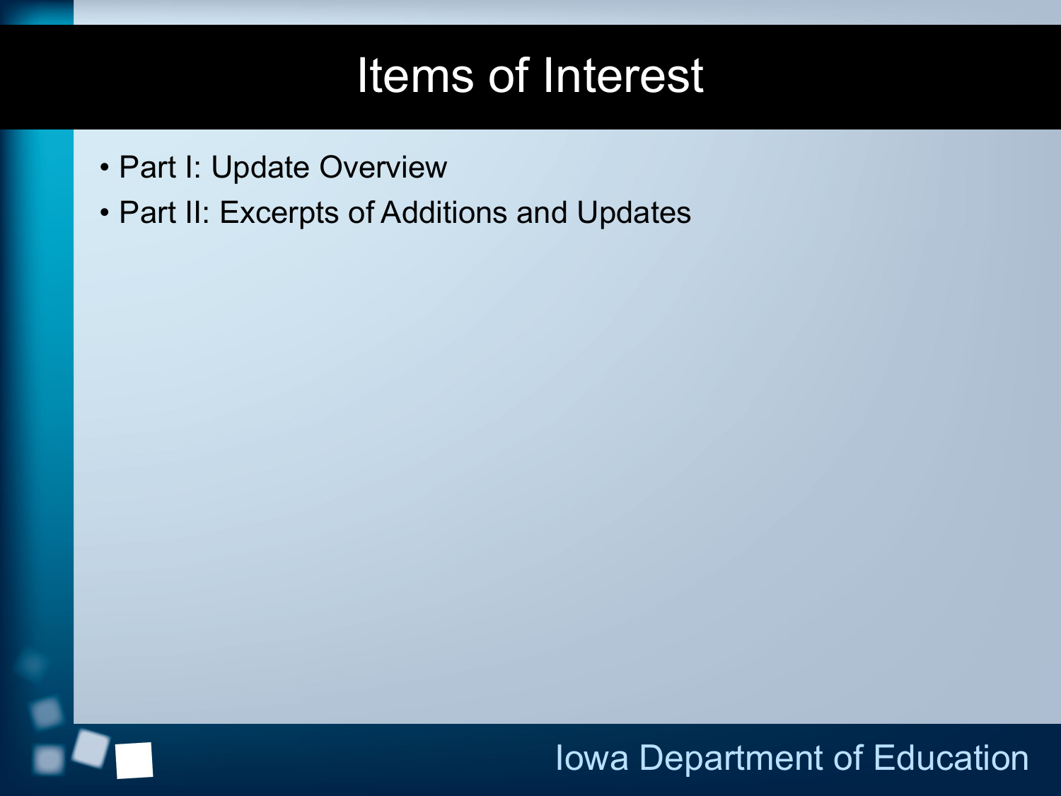# Items of Interest

- Part I: Update Overview
- Part II: Excerpts of Additions and Updates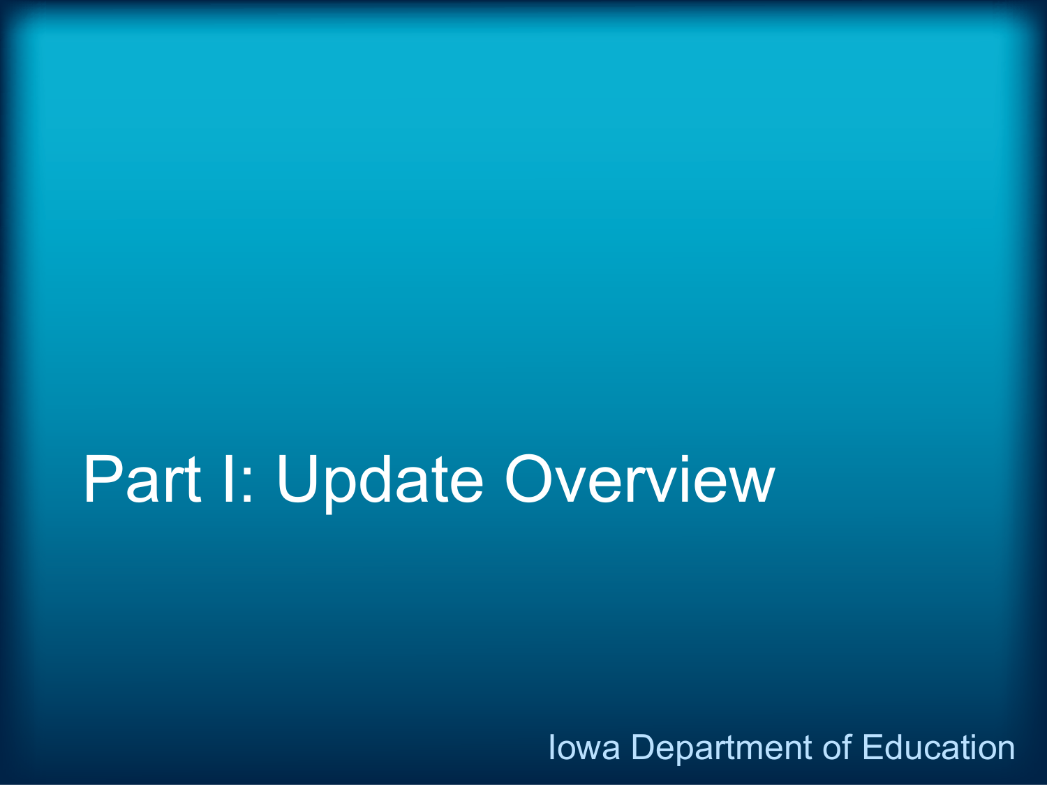# Part I: Update Overview

Iowa Department of Education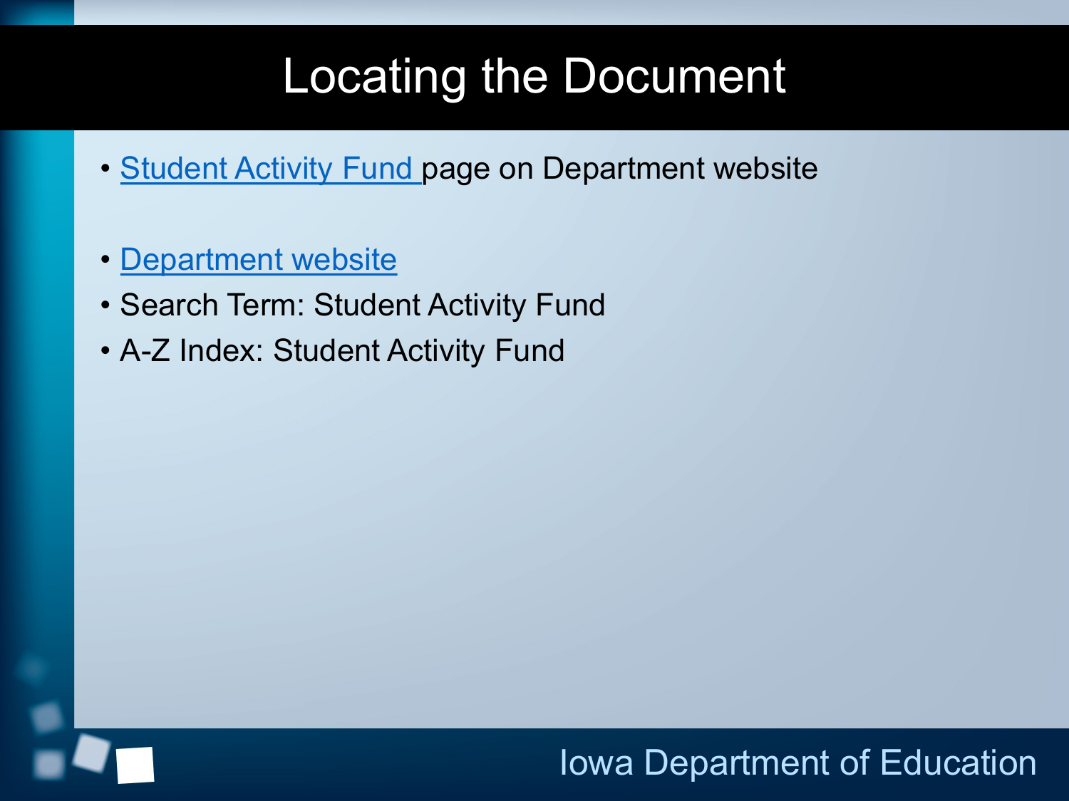# Locating the Document

- Student Activity Fund page on Department website

- Department website
- Search Term: Student Activity Fund
- A-Z Index: Student Activity Fund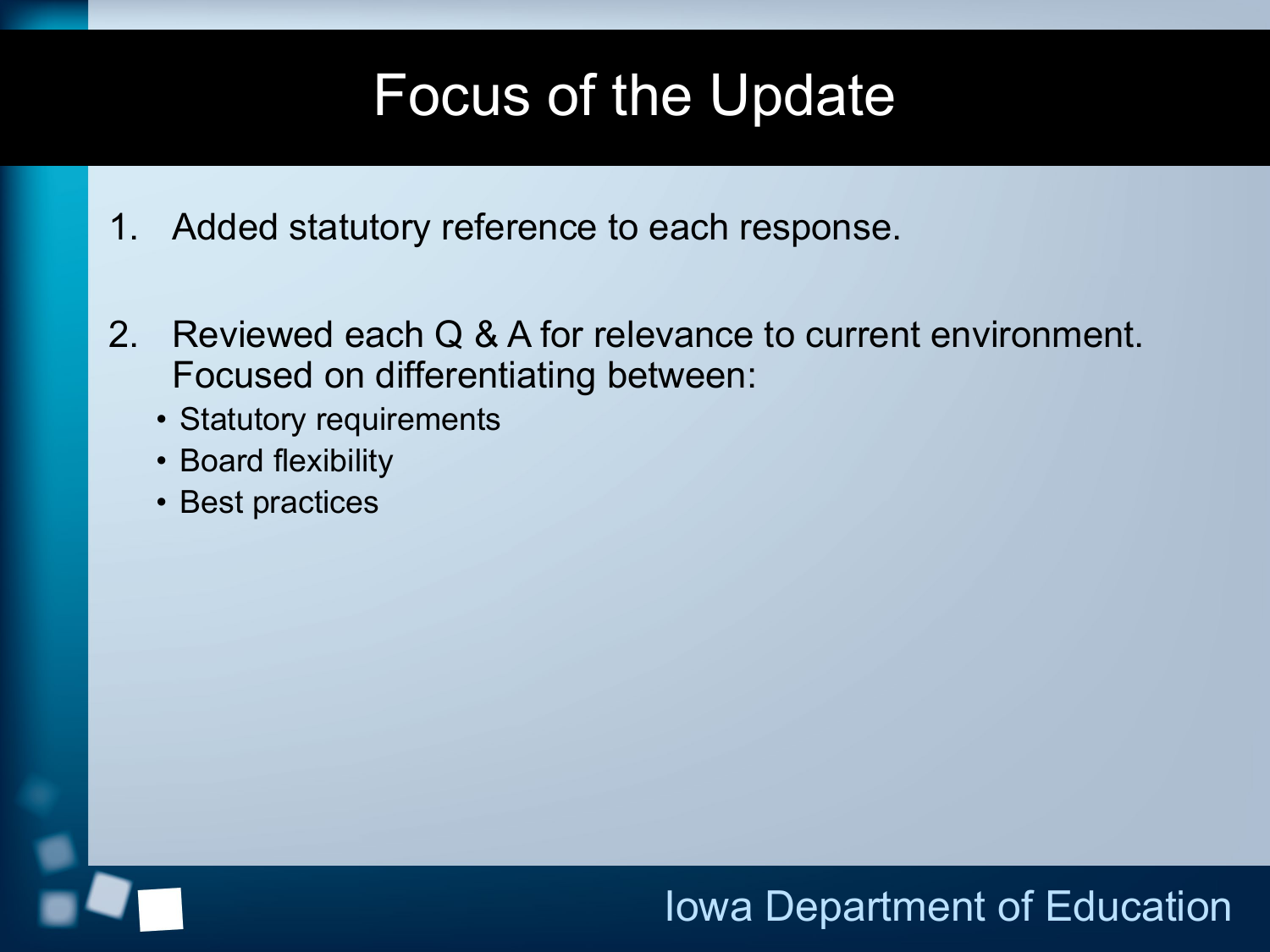# Focus of the Update

1. Added statutory reference to each response.

2. Reviewed each Q & A for relevance to current environment. Focused on differentiating between:
   - Statutory requirements
   - Board flexibility
   - Best practices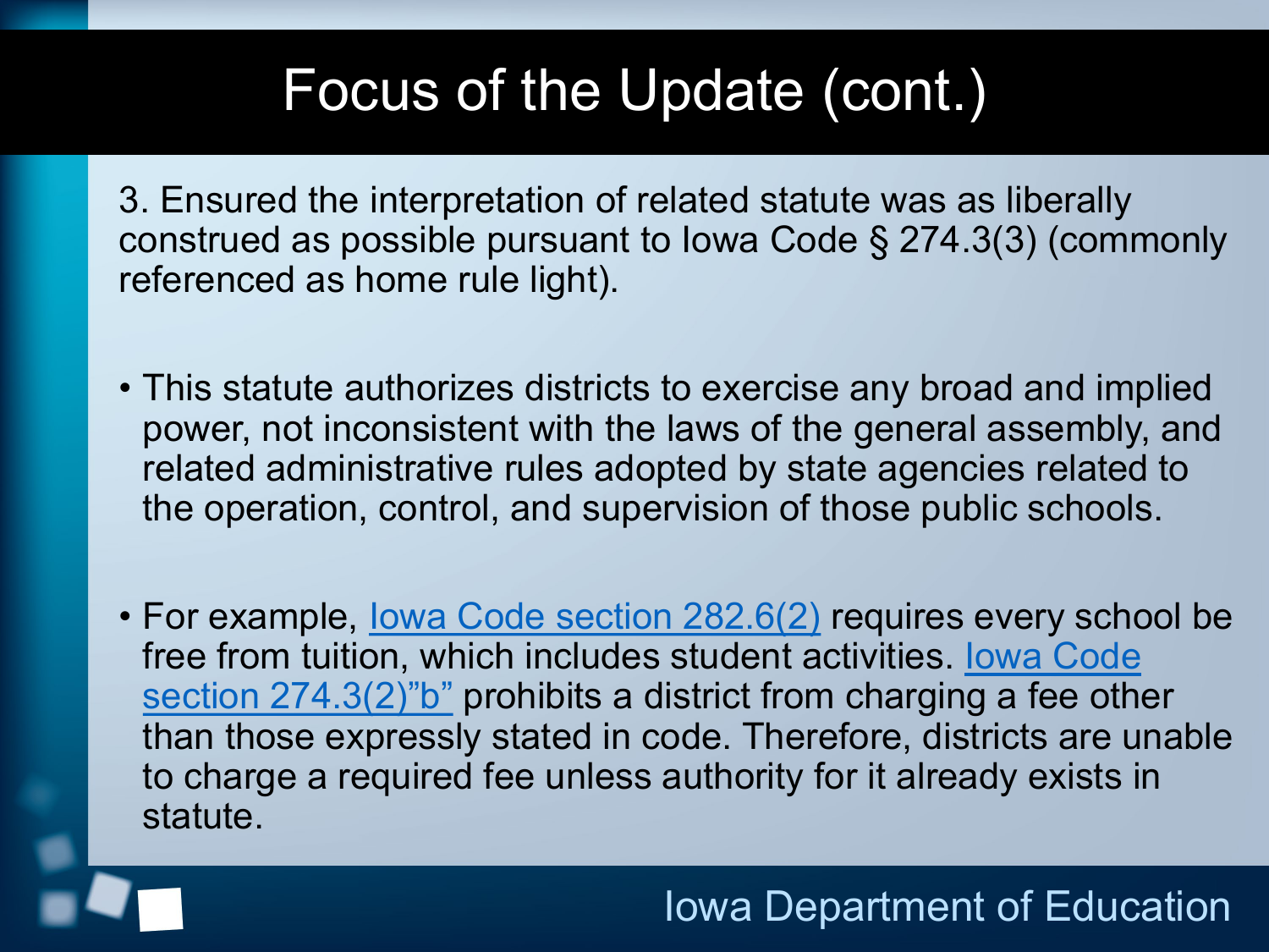# Focus of the Update (cont.)

3. Ensured the interpretation of related statute was as liberally construed as possible pursuant to Iowa Code § 274.3(3) (commonly referenced as home rule light).

- This statute authorizes districts to exercise any broad and implied power, not inconsistent with the laws of the general assembly, and related administrative rules adopted by state agencies related to the operation, control, and supervision of those public schools.

- For example, Iowa Code section 282.6(2) requires every school be free from tuition, which includes student activities. Iowa Code section 274.3(2)"b" prohibits a district from charging a fee other than those expressly stated in code. Therefore, districts are unable to charge a required fee unless authority for it already exists in statute.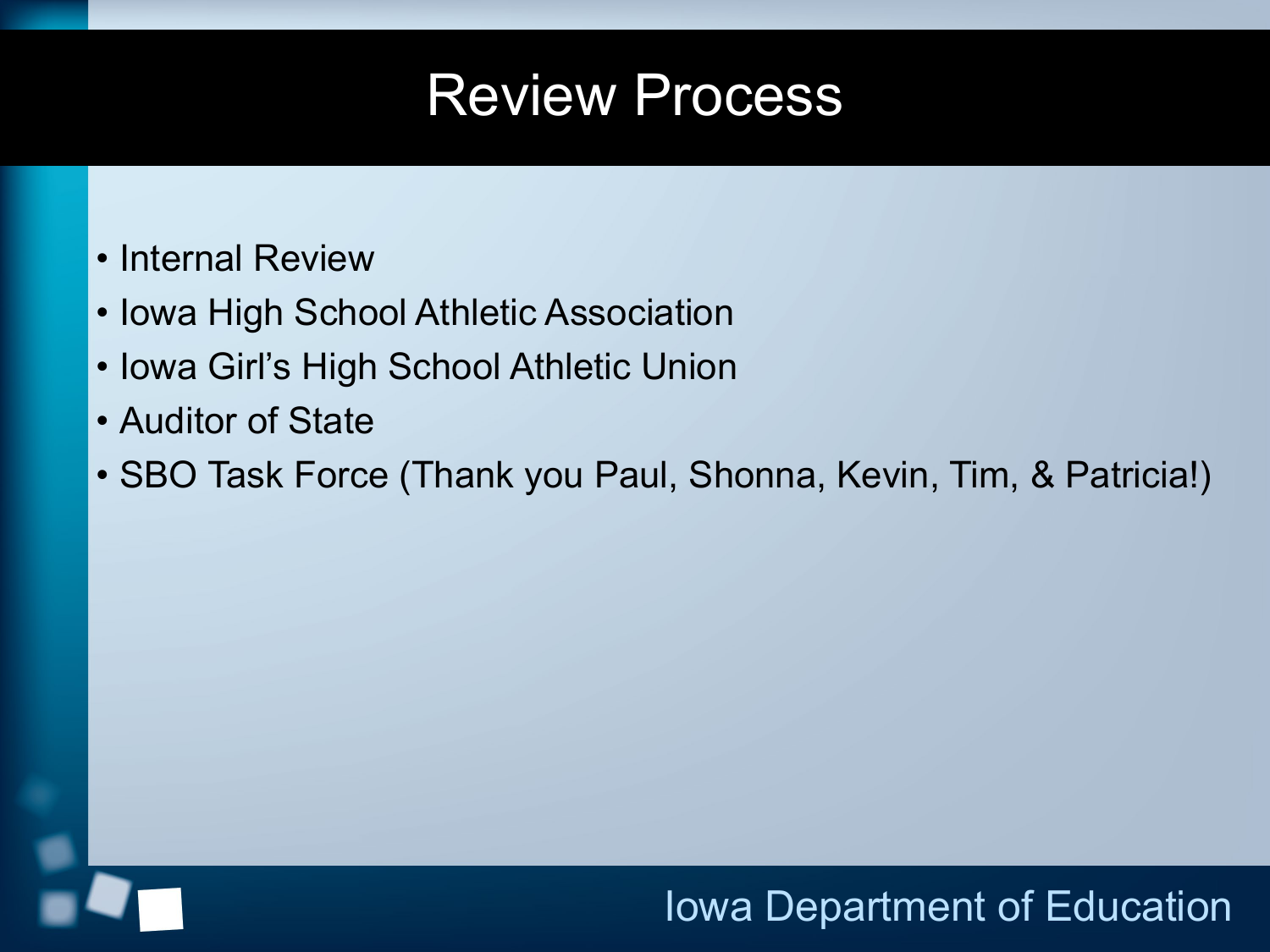# Review Process

- Internal Review
- Iowa High School Athletic Association
- Iowa Girl's High School Athletic Union
- Auditor of State
- SBO Task Force (Thank you Paul, Shonna, Kevin, Tim, & Patricia!)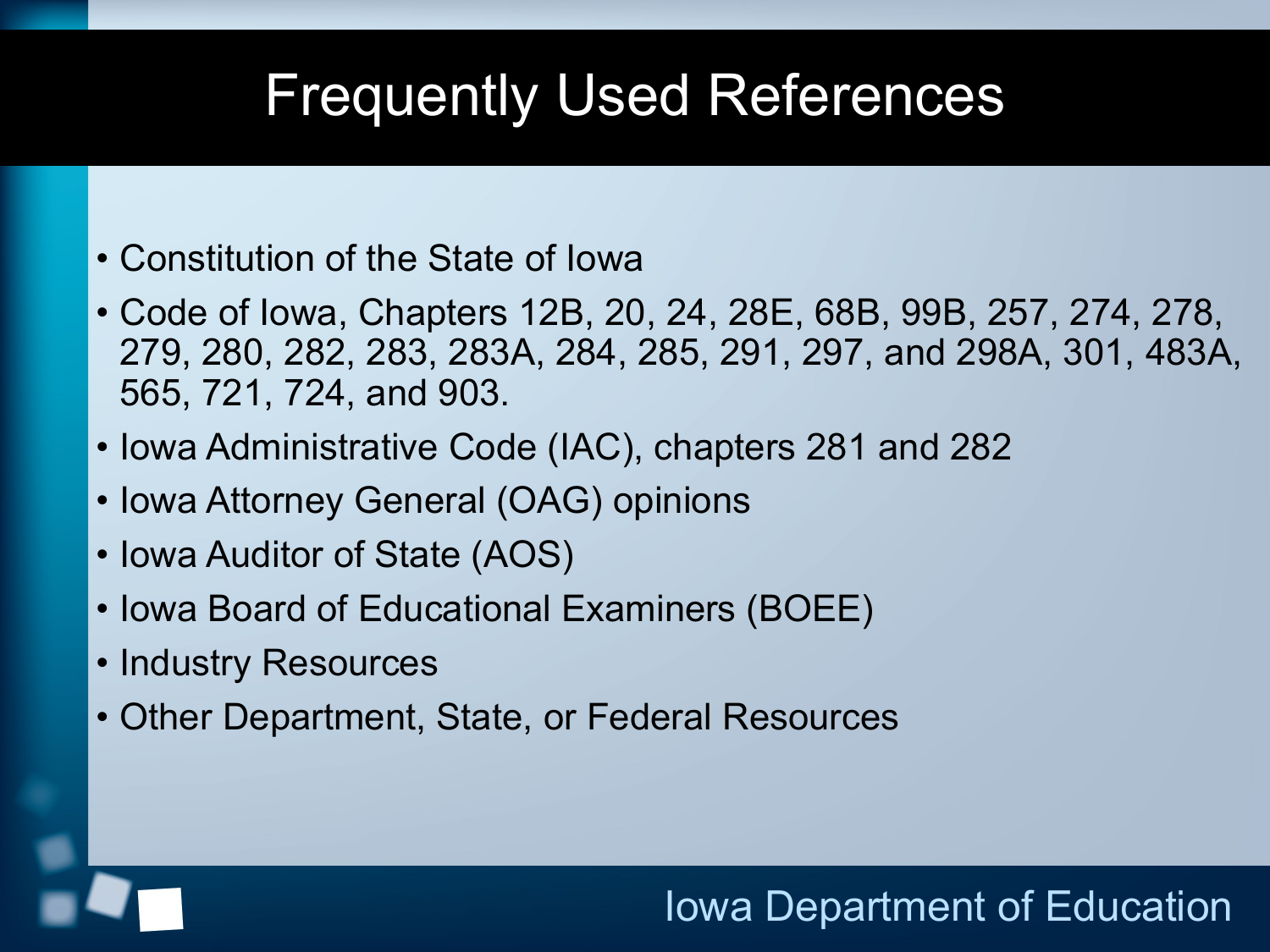# Frequently Used References

- Constitution of the State of Iowa
- Code of Iowa, Chapters 12B, 20, 24, 28E, 68B, 99B, 257, 274, 278, 279, 280, 282, 283, 283A, 284, 285, 291, 297, and 298A, 301, 483A, 565, 721, 724, and 903.
- Iowa Administrative Code (IAC), chapters 281 and 282
- Iowa Attorney General (OAG) opinions
- Iowa Auditor of State (AOS)
- Iowa Board of Educational Examiners (BOEE)
- Industry Resources
- Other Department, State, or Federal Resources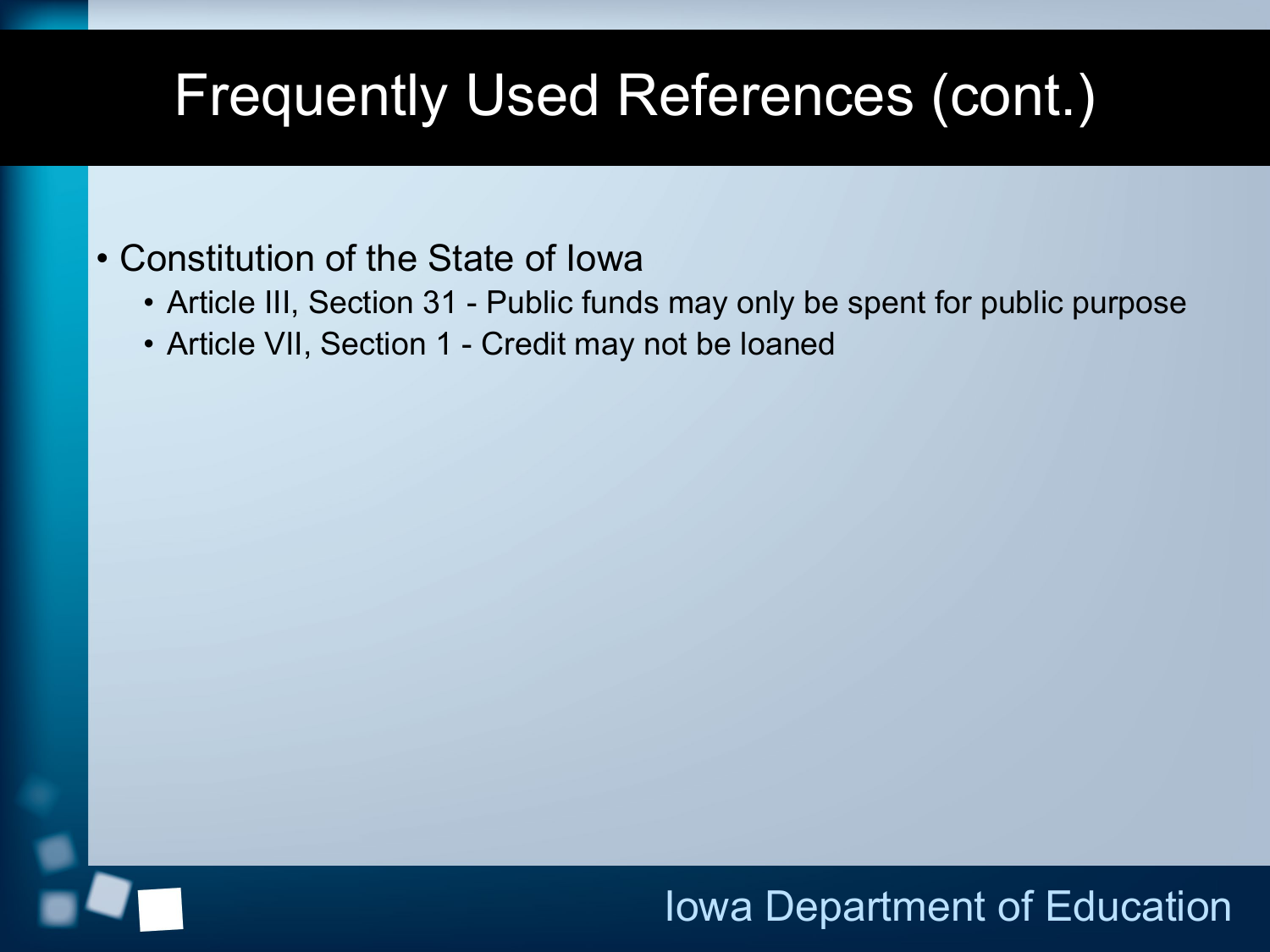# Frequently Used References (cont.)

- Constitution of the State of Iowa
  - Article III, Section 31 - Public funds may only be spent for public purpose
  - Article VII, Section 1 - Credit may not be loaned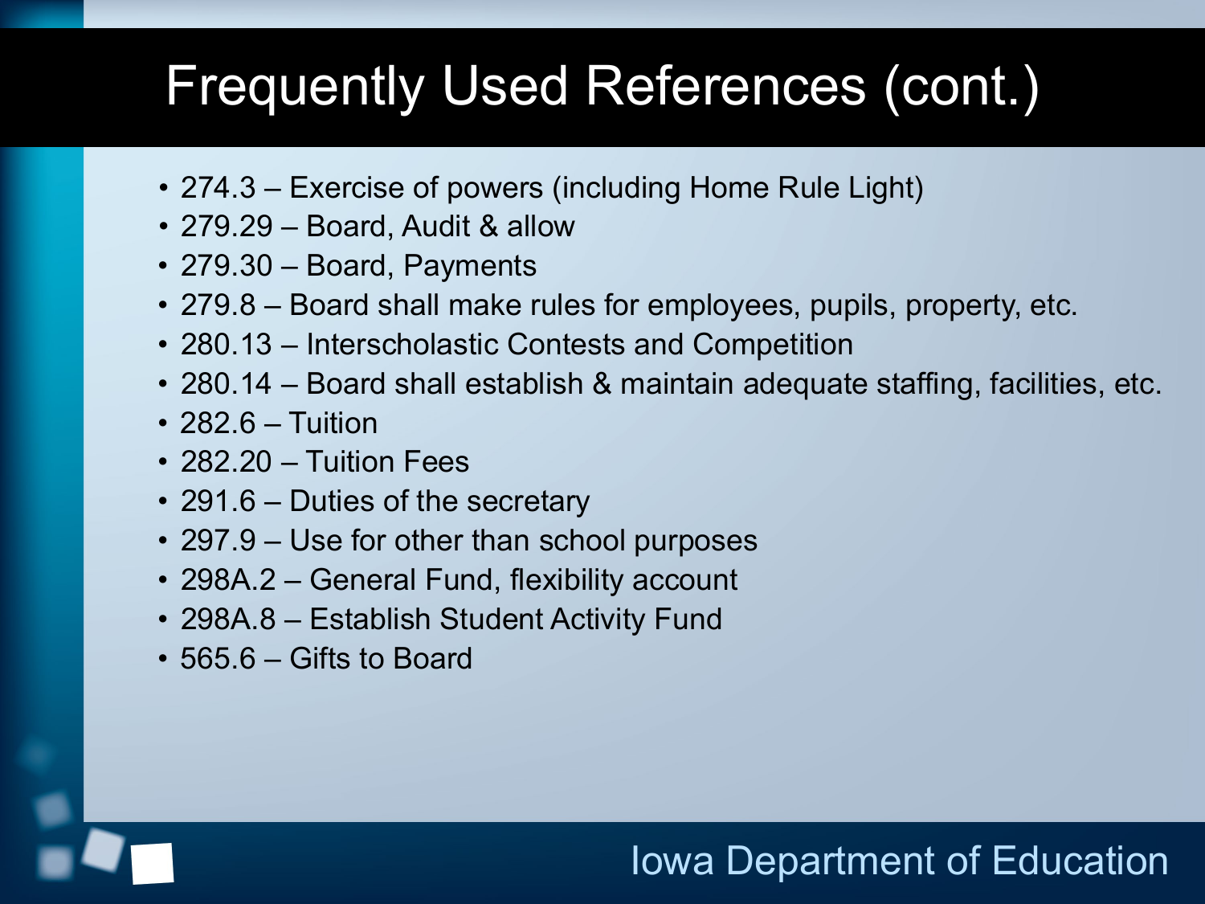# Frequently Used References (cont.)

- 274.3 – Exercise of powers (including Home Rule Light)
- 279.29 – Board, Audit & allow
- 279.30 – Board, Payments
- 279.8 – Board shall make rules for employees, pupils, property, etc.
- 280.13 – Interscholastic Contests and Competition
- 280.14 – Board shall establish & maintain adequate staffing, facilities, etc.
- 282.6 – Tuition
- 282.20 – Tuition Fees
- 291.6 – Duties of the secretary
- 297.9 – Use for other than school purposes
- 298A.2 – General Fund, flexibility account
- 298A.8 – Establish Student Activity Fund
- 565.6 – Gifts to Board

Iowa Department of Education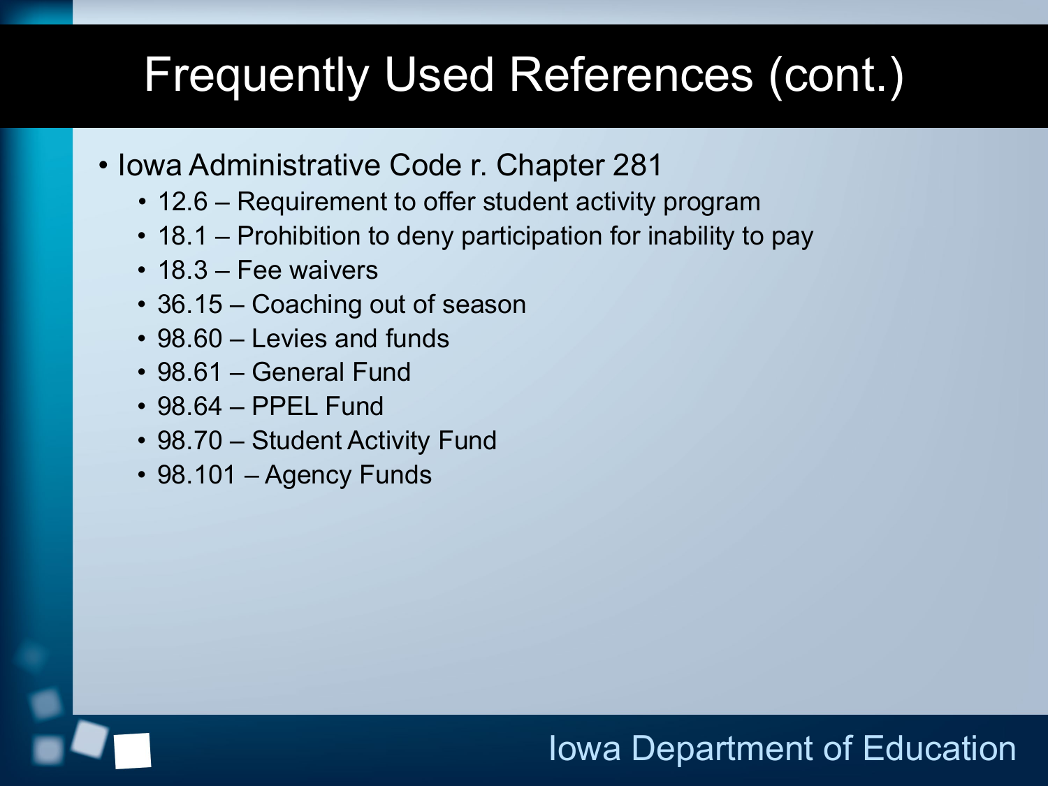# Frequently Used References (cont.)

- Iowa Administrative Code r. Chapter 281
  - 12.6 – Requirement to offer student activity program
  - 18.1 – Prohibition to deny participation for inability to pay
  - 18.3 – Fee waivers
  - 36.15 – Coaching out of season
  - 98.60 – Levies and funds
  - 98.61 – General Fund
  - 98.64 – PPEL Fund
  - 98.70 – Student Activity Fund
  - 98.101 – Agency Funds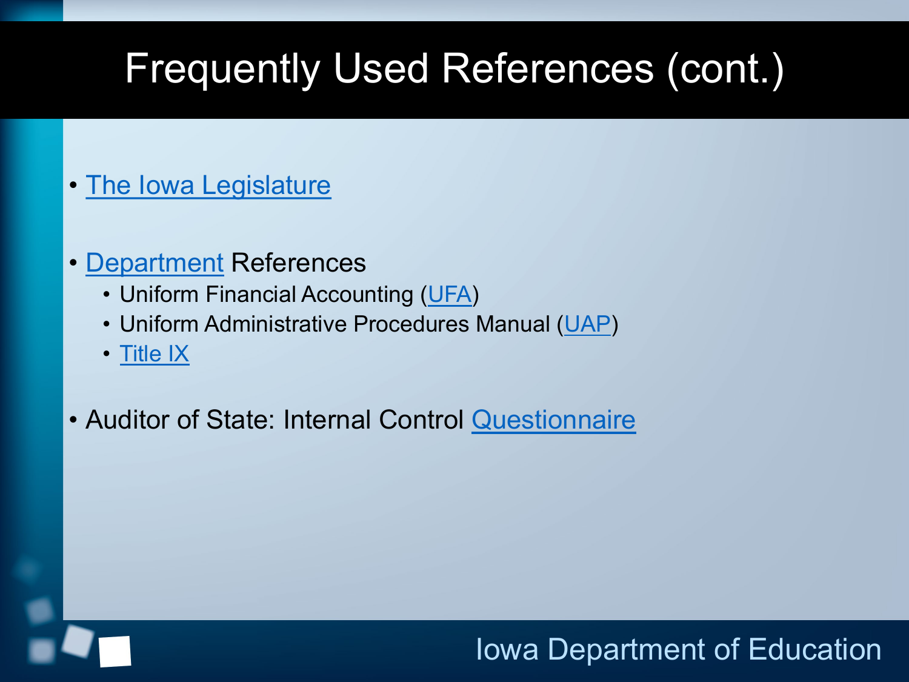# Frequently Used References (cont.)

- The Iowa Legislature
- Department References
  - Uniform Financial Accounting (UFA)
  - Uniform Administrative Procedures Manual (UAP)
  - Title IX
- Auditor of State: Internal Control Questionnaire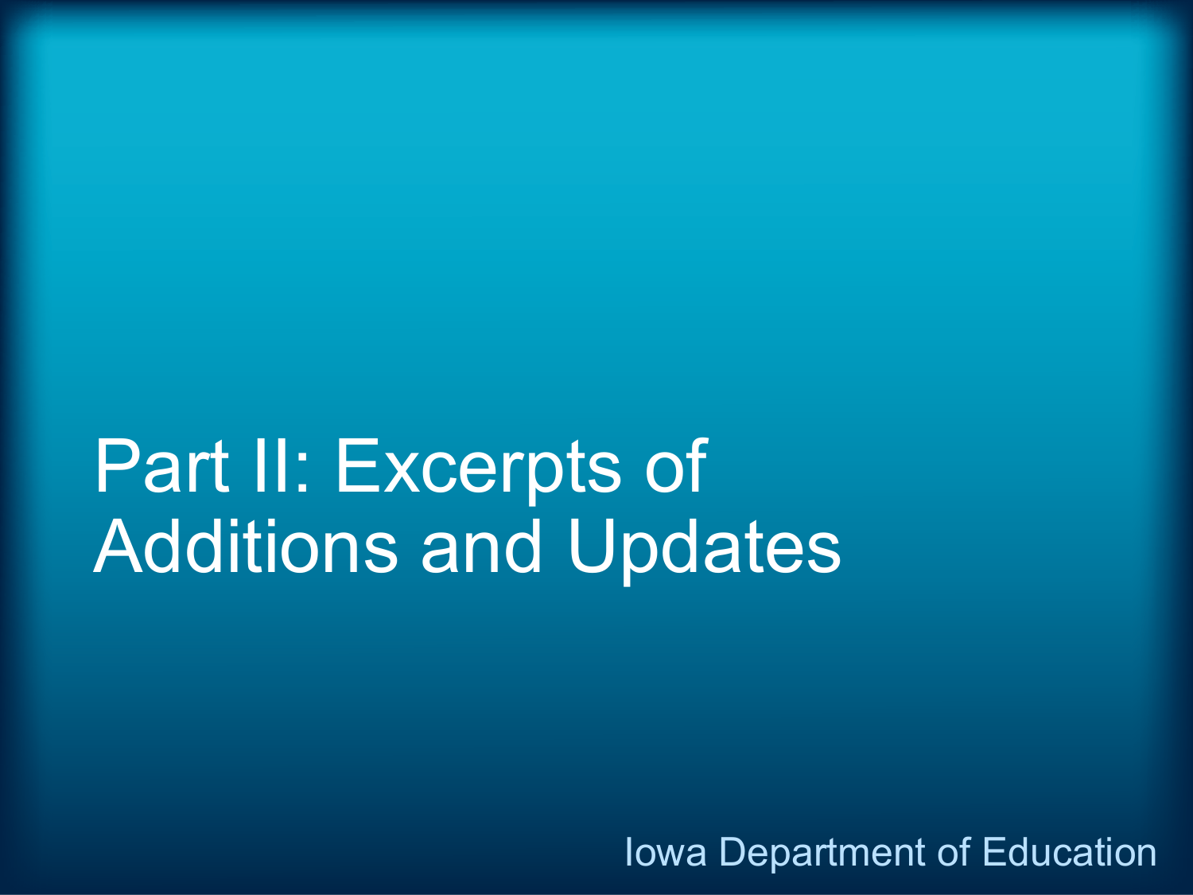# Part II: Excerpts of Additions and Updates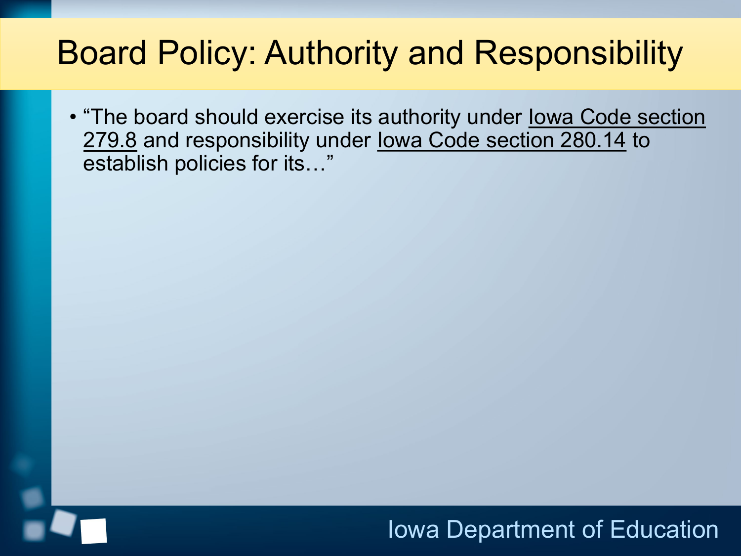# Board Policy: Authority and Responsibility

- "The board should exercise its authority under Iowa Code section 279.8 and responsibility under Iowa Code section 280.14 to establish policies for its…"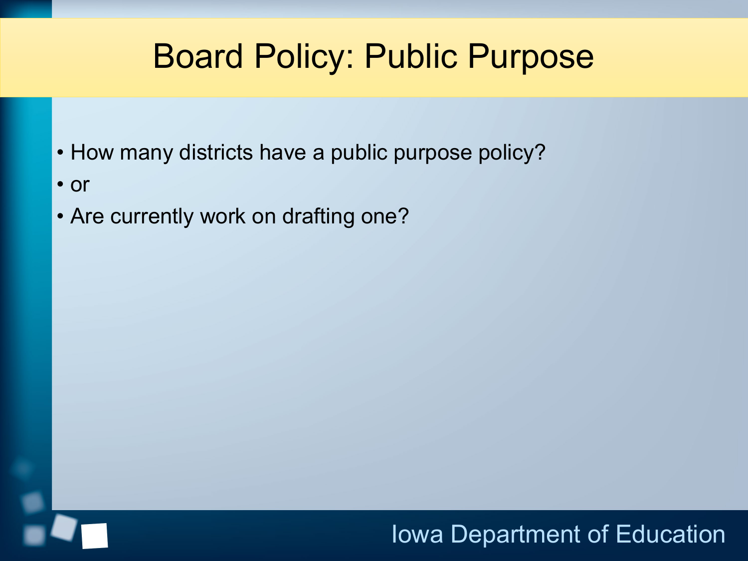# Board Policy: Public Purpose

- How many districts have a public purpose policy?
- or
- Are currently work on drafting one?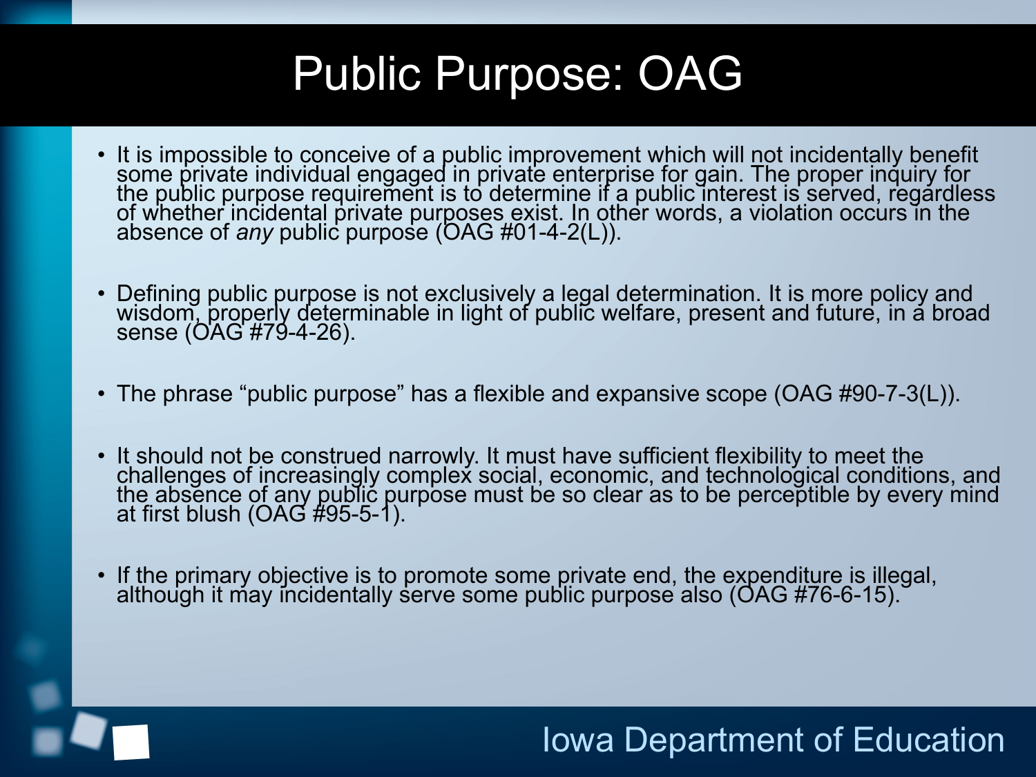# Public Purpose: OAG

- It is impossible to conceive of a public improvement which will not incidentally benefit some private individual engaged in private enterprise for gain. The proper inquiry for the public purpose requirement is to determine if a public interest is served, regardless of whether incidental private purposes exist. In other words, a violation occurs in the absence of *any* public purpose (OAG #01-4-2(L)).

- Defining public purpose is not exclusively a legal determination. It is more policy and wisdom, properly determinable in light of public welfare, present and future, in a broad sense (OAG #79-4-26).

- The phrase "public purpose" has a flexible and expansive scope (OAG #90-7-3(L)).

- It should not be construed narrowly. It must have sufficient flexibility to meet the challenges of increasingly complex social, economic, and technological conditions, and the absence of any public purpose must be so clear as to be perceptible by every mind at first blush (OAG #95-5-1).

- If the primary objective is to promote some private end, the expenditure is illegal, although it may incidentally serve some public purpose also (OAG #76-6-15).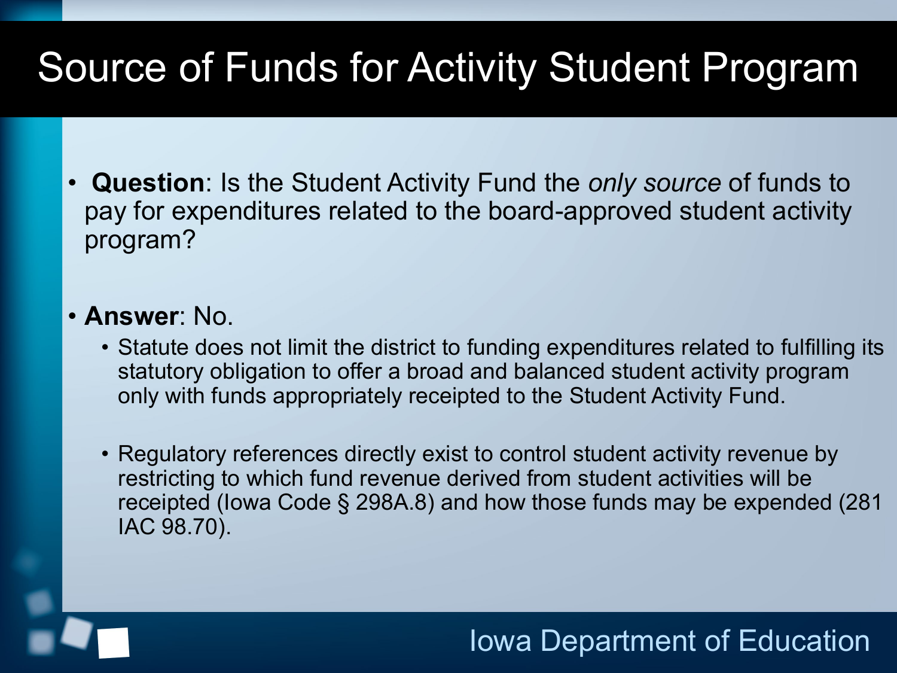# Source of Funds for Activity Student Program

- **Question**: Is the Student Activity Fund the *only source* of funds to pay for expenditures related to the board-approved student activity program?

- **Answer**: No.
  - Statute does not limit the district to funding expenditures related to fulfilling its statutory obligation to offer a broad and balanced student activity program only with funds appropriately receipted to the Student Activity Fund.
  - Regulatory references directly exist to control student activity revenue by restricting to which fund revenue derived from student activities will be receipted (Iowa Code § 298A.8) and how those funds may be expended (281 IAC 98.70).

Iowa Department of Education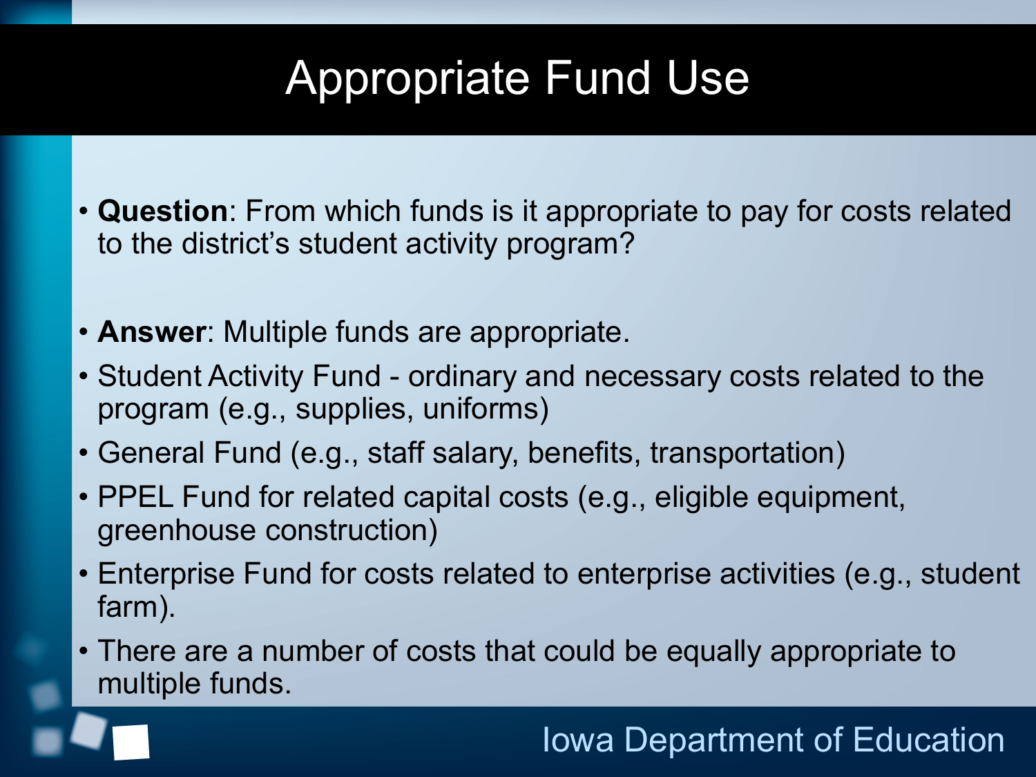# Appropriate Fund Use

- **Question**: From which funds is it appropriate to pay for costs related to the district's student activity program?

- **Answer**: Multiple funds are appropriate.
- Student Activity Fund - ordinary and necessary costs related to the program (e.g., supplies, uniforms)
- General Fund (e.g., staff salary, benefits, transportation)
- PPEL Fund for related capital costs (e.g., eligible equipment, greenhouse construction)
- Enterprise Fund for costs related to enterprise activities (e.g., student farm).
- There are a number of costs that could be equally appropriate to multiple funds.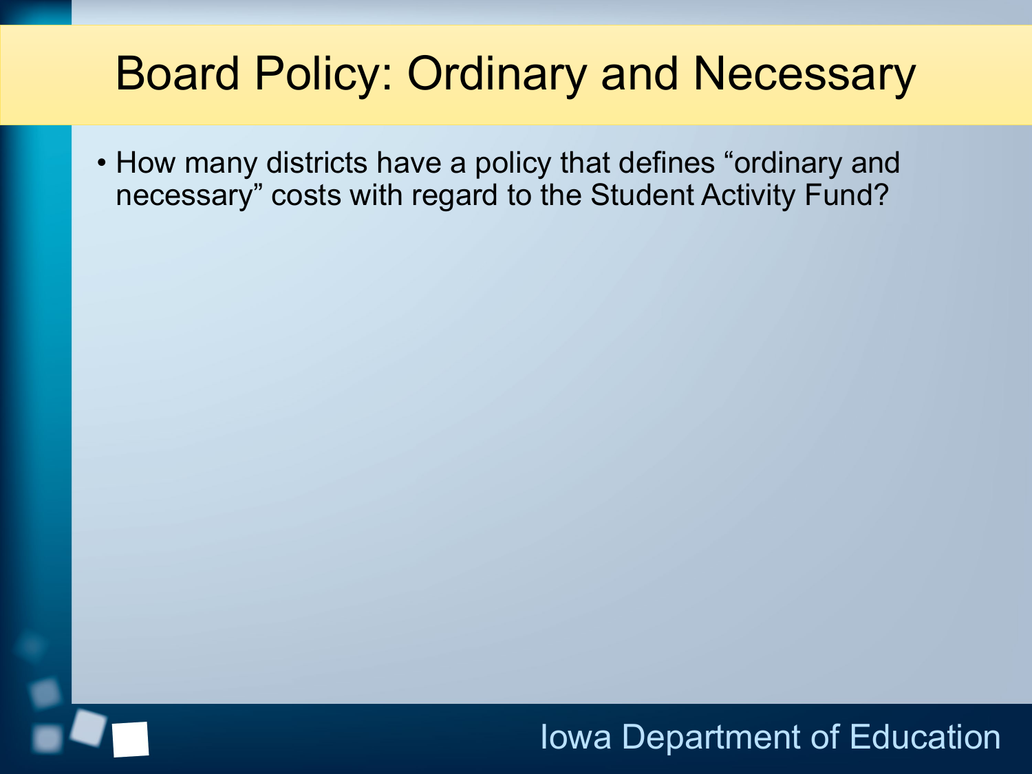# Board Policy: Ordinary and Necessary

- How many districts have a policy that defines “ordinary and necessary” costs with regard to the Student Activity Fund?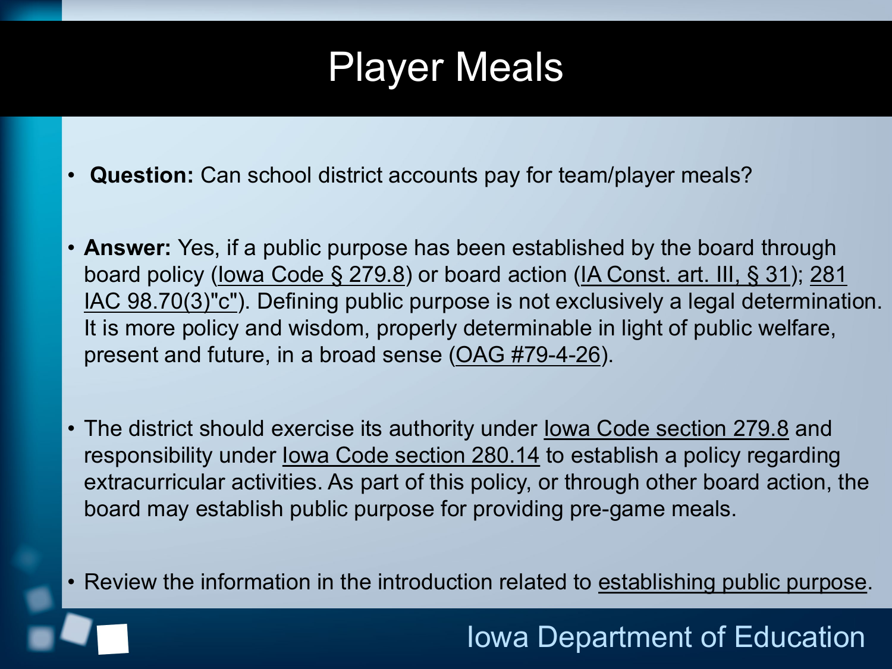# Player Meals

- **Question:** Can school district accounts pay for team/player meals?

- **Answer:** Yes, if a public purpose has been established by the board through board policy (Iowa Code § 279.8) or board action (IA Const. art. III, § 31); 281 IAC 98.70(3)"c"). Defining public purpose is not exclusively a legal determination. It is more policy and wisdom, properly determinable in light of public welfare, present and future, in a broad sense (OAG #79-4-26).

- The district should exercise its authority under Iowa Code section 279.8 and responsibility under Iowa Code section 280.14 to establish a policy regarding extracurricular activities. As part of this policy, or through other board action, the board may establish public purpose for providing pre-game meals.

- Review the information in the introduction related to establishing public purpose.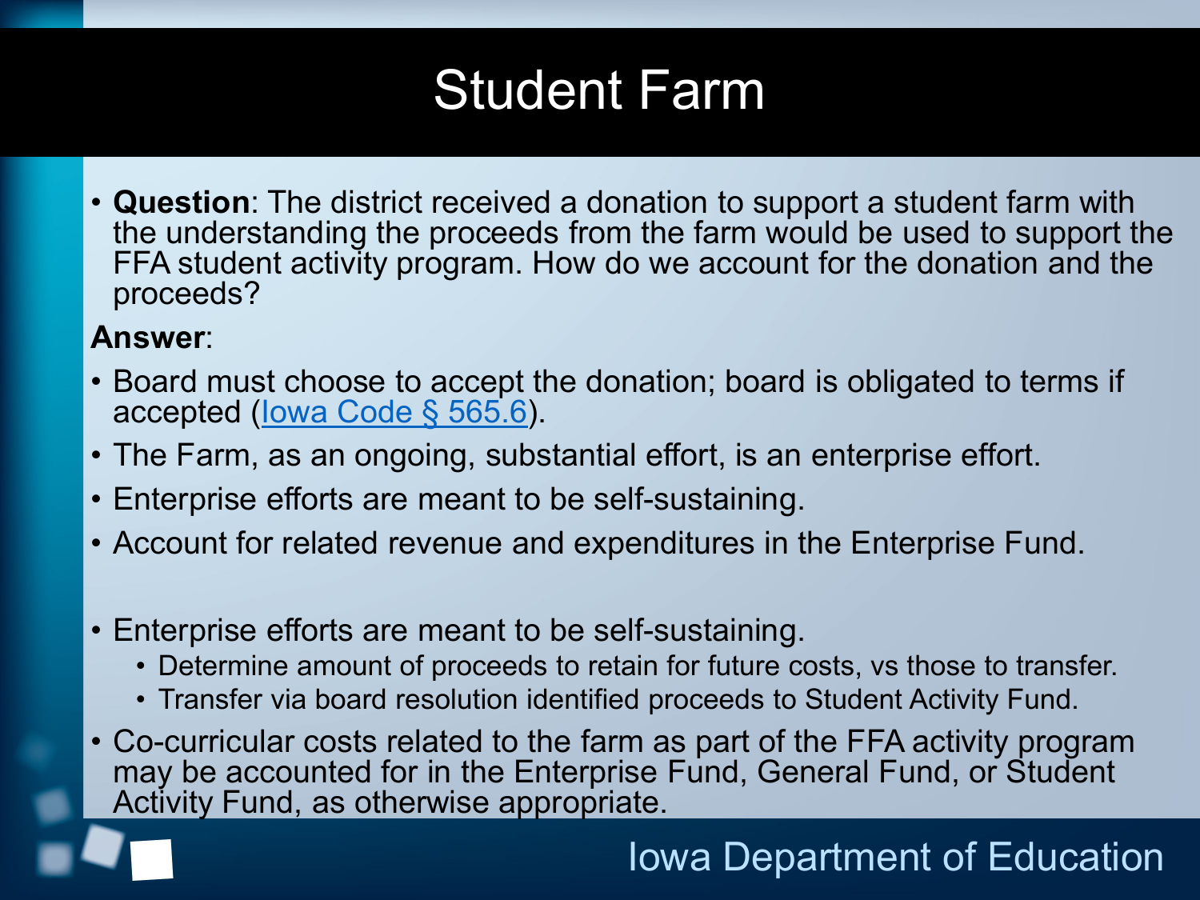# Student Farm

- **Question**: The district received a donation to support a student farm with the understanding the proceeds from the farm would be used to support the FFA student activity program. How do we account for the donation and the proceeds?

**Answer**:

- Board must choose to accept the donation; board is obligated to terms if accepted (Iowa Code § 565.6).
- The Farm, as an ongoing, substantial effort, is an enterprise effort.
- Enterprise efforts are meant to be self-sustaining.
- Account for related revenue and expenditures in the Enterprise Fund.

- Enterprise efforts are meant to be self-sustaining.
  - Determine amount of proceeds to retain for future costs, vs those to transfer.
  - Transfer via board resolution identified proceeds to Student Activity Fund.
- Co-curricular costs related to the farm as part of the FFA activity program may be accounted for in the Enterprise Fund, General Fund, or Student Activity Fund, as otherwise appropriate.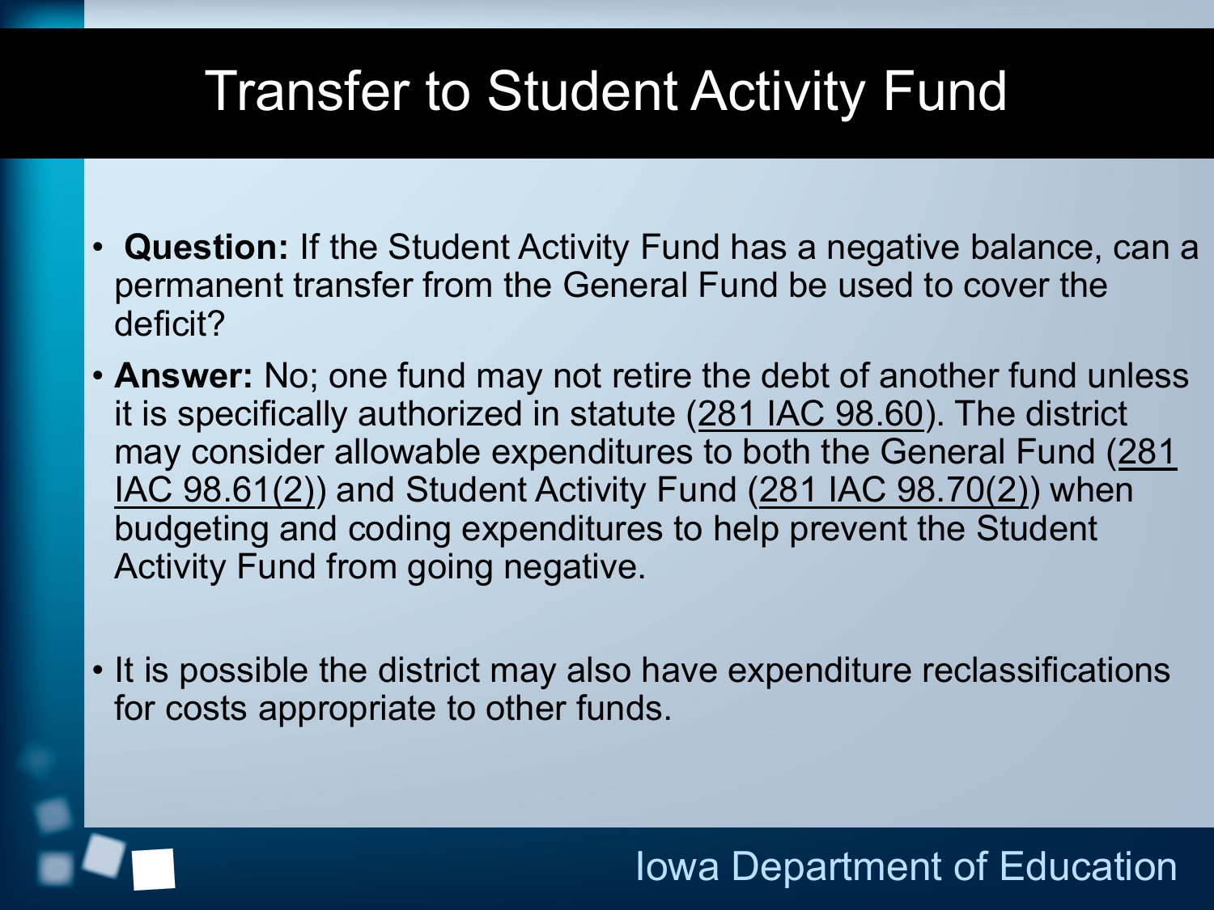# Transfer to Student Activity Fund

- **Question:** If the Student Activity Fund has a negative balance, can a permanent transfer from the General Fund be used to cover the deficit?
- **Answer:** No; one fund may not retire the debt of another fund unless it is specifically authorized in statute (281 IAC 98.60). The district may consider allowable expenditures to both the General Fund (281 IAC 98.61(2)) and Student Activity Fund (281 IAC 98.70(2)) when budgeting and coding expenditures to help prevent the Student Activity Fund from going negative.
- It is possible the district may also have expenditure reclassifications for costs appropriate to other funds.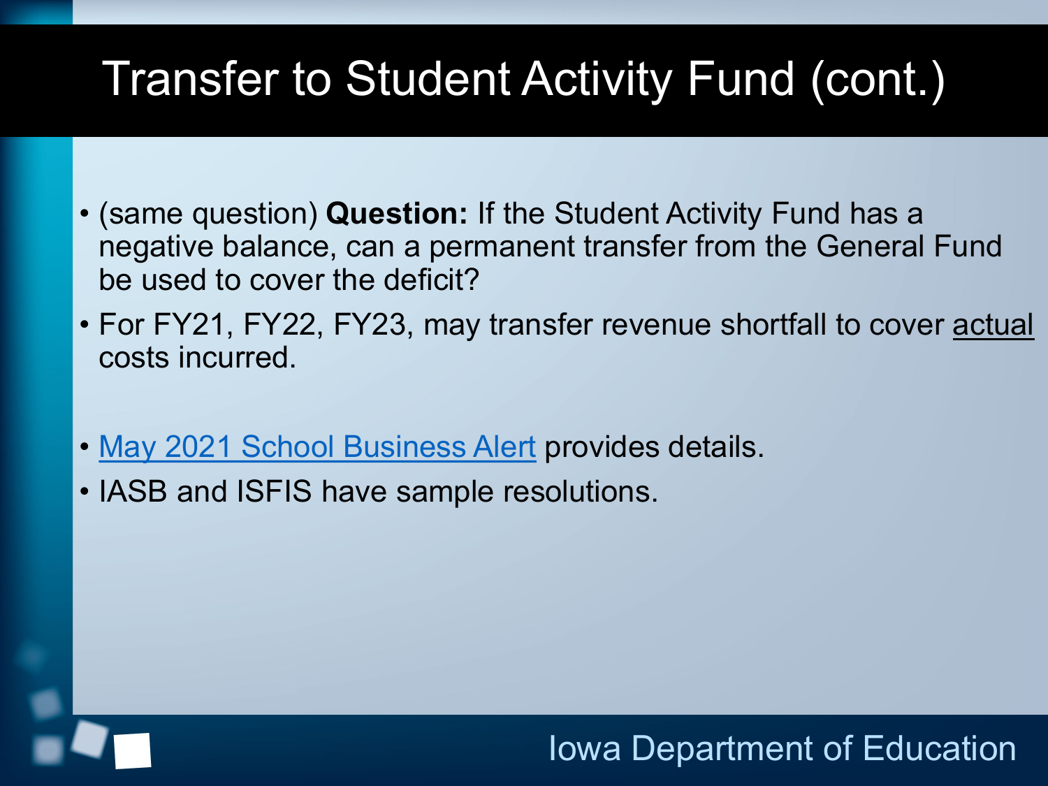# Transfer to Student Activity Fund (cont.)

- (same question) **Question:** If the Student Activity Fund has a negative balance, can a permanent transfer from the General Fund be used to cover the deficit?
- For FY21, FY22, FY23, may transfer revenue shortfall to cover actual costs incurred.
- May 2021 School Business Alert provides details.
- IASB and ISFIS have sample resolutions.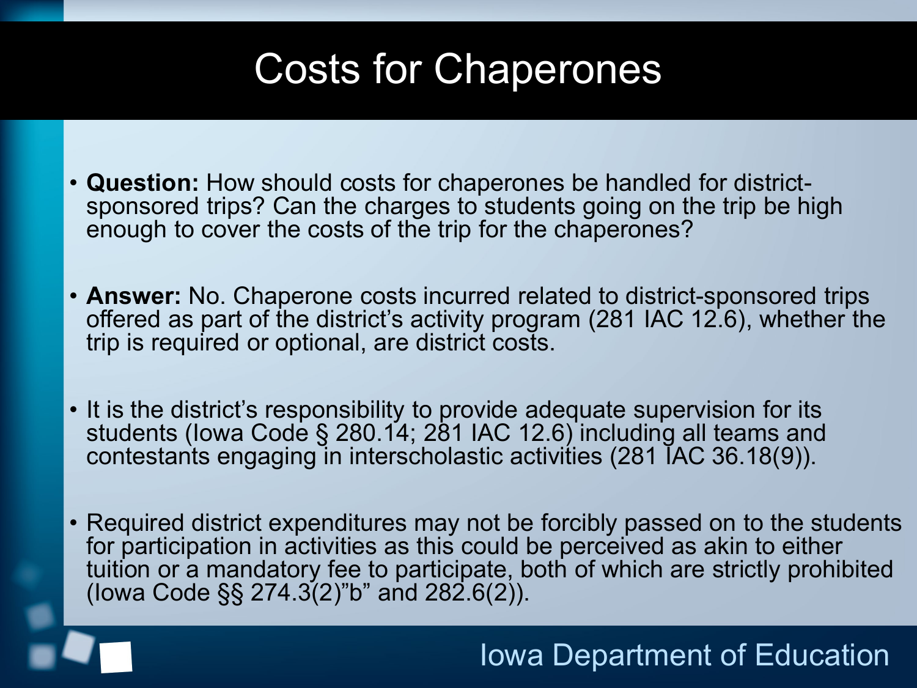# Costs for Chaperones

- **Question:** How should costs for chaperones be handled for district-sponsored trips? Can the charges to students going on the trip be high enough to cover the costs of the trip for the chaperones?

- **Answer:** No. Chaperone costs incurred related to district-sponsored trips offered as part of the district's activity program (281 IAC 12.6), whether the trip is required or optional, are district costs.

- It is the district's responsibility to provide adequate supervision for its students (Iowa Code § 280.14; 281 IAC 12.6) including all teams and contestants engaging in interscholastic activities (281 IAC 36.18(9)).

- Required district expenditures may not be forcibly passed on to the students for participation in activities as this could be perceived as akin to either tuition or a mandatory fee to participate, both of which are strictly prohibited (Iowa Code §§ 274.3(2)"b" and 282.6(2)).

Iowa Department of Education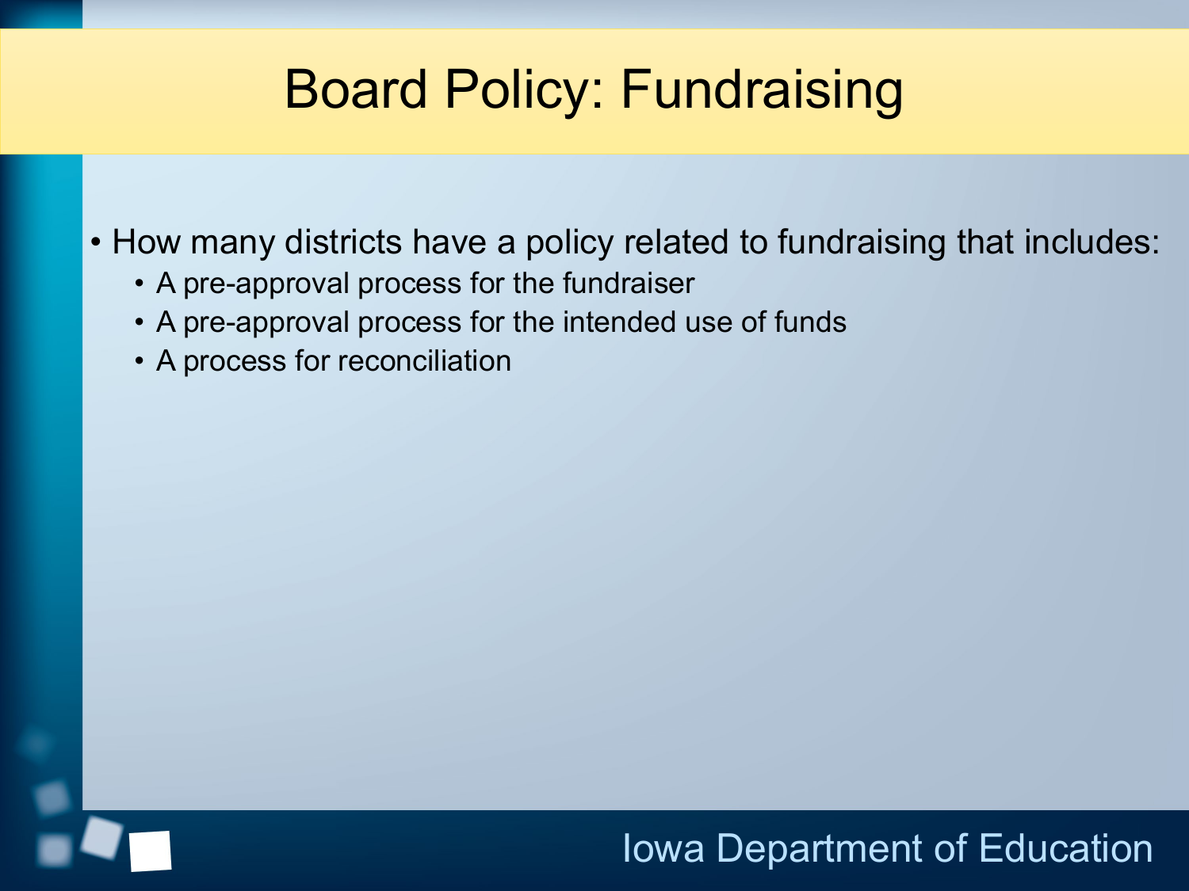# Board Policy: Fundraising

- How many districts have a policy related to fundraising that includes:
  - A pre-approval process for the fundraiser
  - A pre-approval process for the intended use of funds
  - A process for reconciliation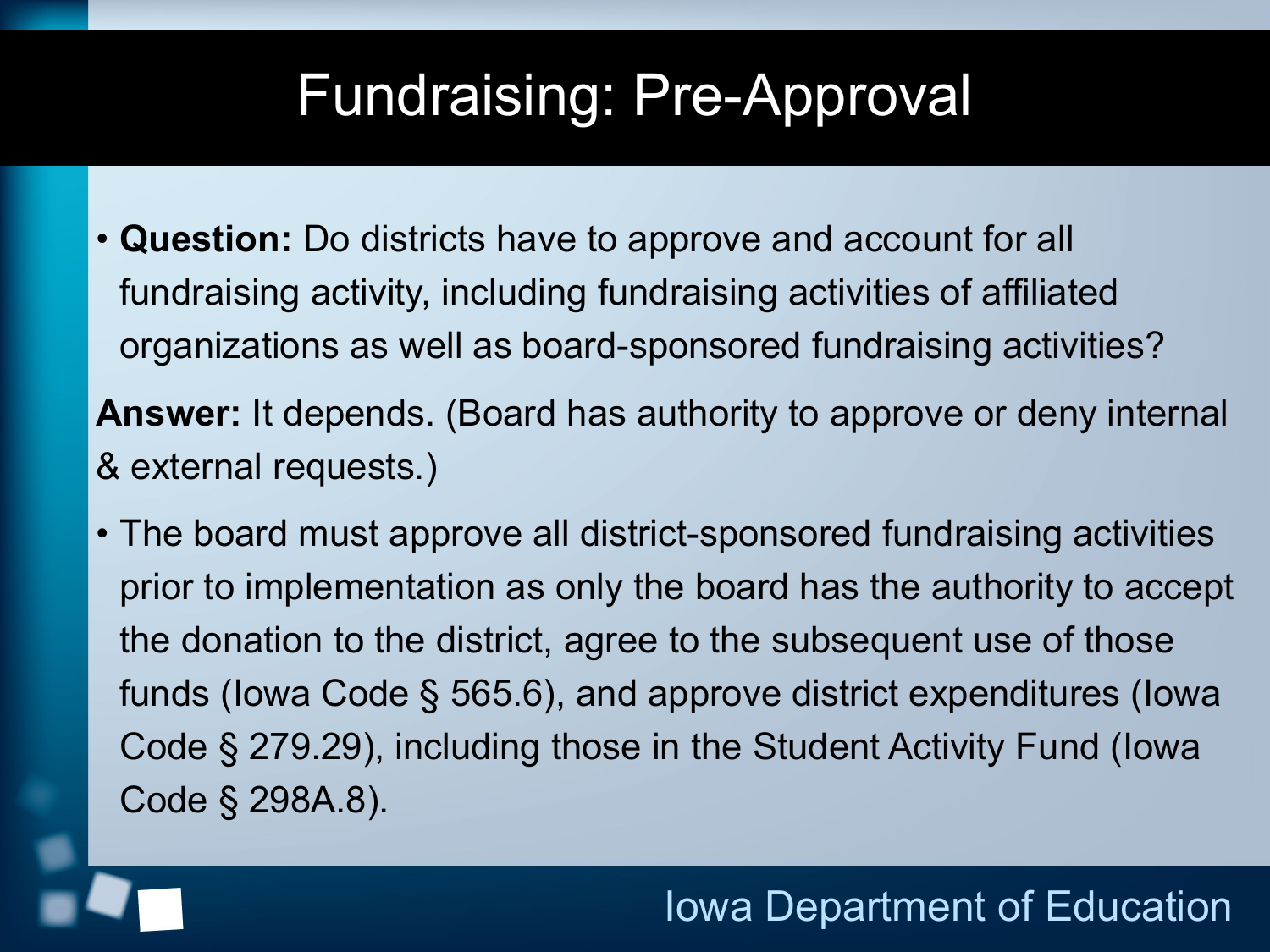# Fundraising: Pre-Approval

- **Question:** Do districts have to approve and account for all fundraising activity, including fundraising activities of affiliated organizations as well as board-sponsored fundraising activities?

**Answer:** It depends. (Board has authority to approve or deny internal & external requests.)

- The board must approve all district-sponsored fundraising activities prior to implementation as only the board has the authority to accept the donation to the district, agree to the subsequent use of those funds (Iowa Code § 565.6), and approve district expenditures (Iowa Code § 279.29), including those in the Student Activity Fund (Iowa Code § 298A.8).

Iowa Department of Education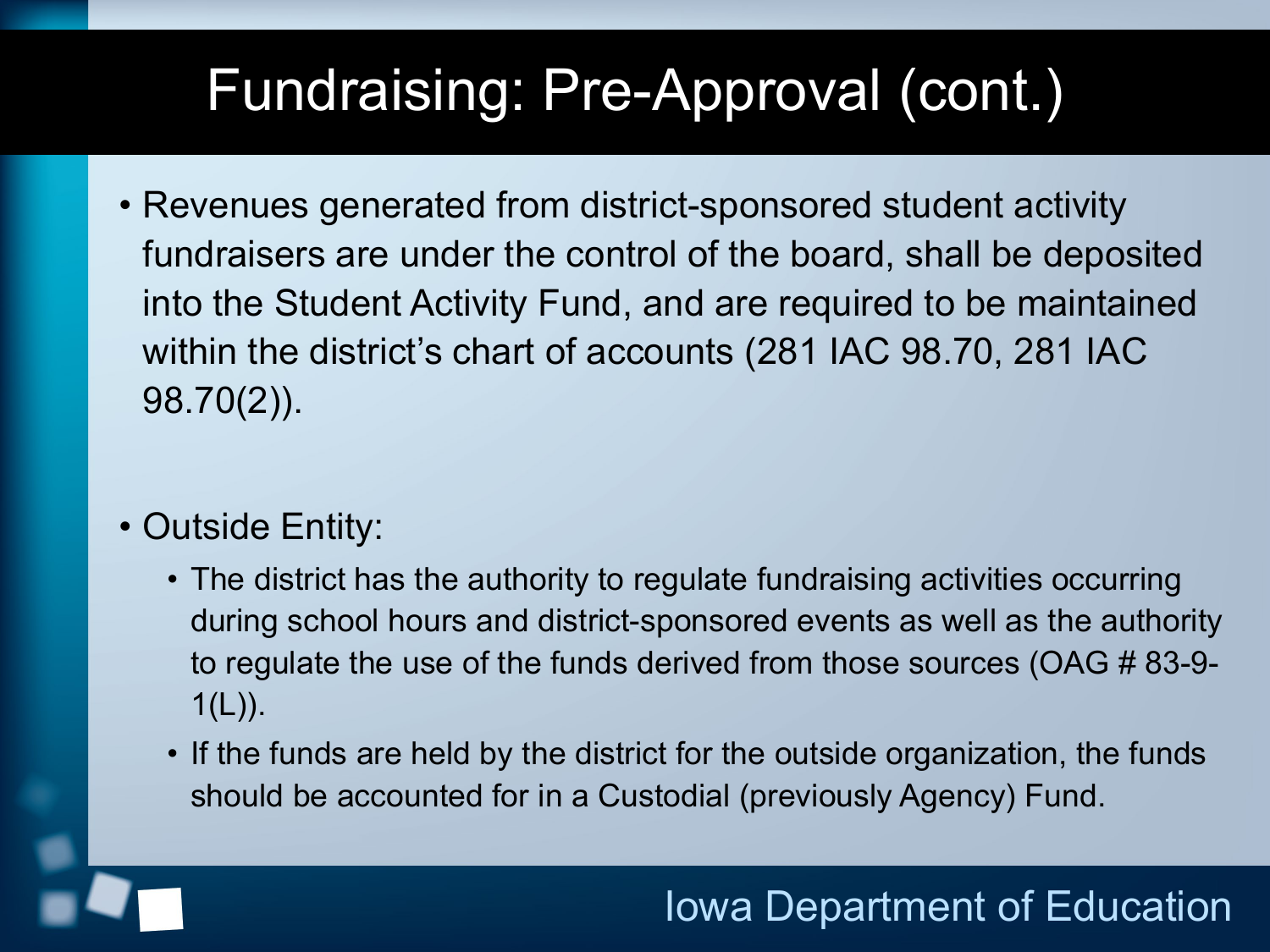# Fundraising: Pre-Approval (cont.)

- Revenues generated from district-sponsored student activity fundraisers are under the control of the board, shall be deposited into the Student Activity Fund, and are required to be maintained within the district's chart of accounts (281 IAC 98.70, 281 IAC 98.70(2)).

- Outside Entity:
  - The district has the authority to regulate fundraising activities occurring during school hours and district-sponsored events as well as the authority to regulate the use of the funds derived from those sources (OAG # 83-9-1(L)).
  - If the funds are held by the district for the outside organization, the funds should be accounted for in a Custodial (previously Agency) Fund.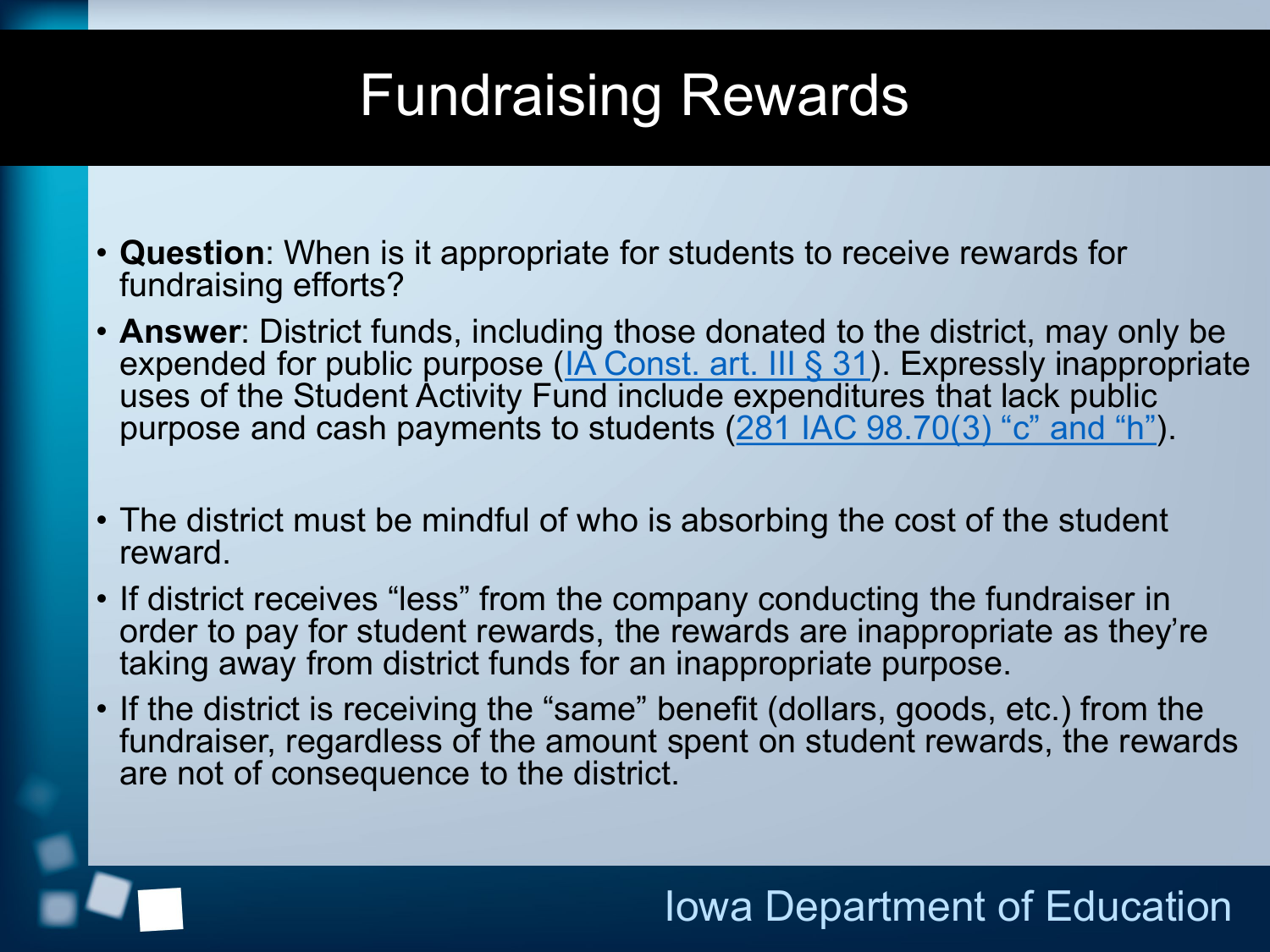# Fundraising Rewards

- **Question**: When is it appropriate for students to receive rewards for fundraising efforts?
- **Answer**: District funds, including those donated to the district, may only be expended for public purpose (IA Const. art. III § 31). Expressly inappropriate uses of the Student Activity Fund include expenditures that lack public purpose and cash payments to students (281 IAC 98.70(3) "c" and "h").

- The district must be mindful of who is absorbing the cost of the student reward.
- If district receives "less" from the company conducting the fundraiser in order to pay for student rewards, the rewards are inappropriate as they're taking away from district funds for an inappropriate purpose.
- If the district is receiving the "same" benefit (dollars, goods, etc.) from the fundraiser, regardless of the amount spent on student rewards, the rewards are not of consequence to the district.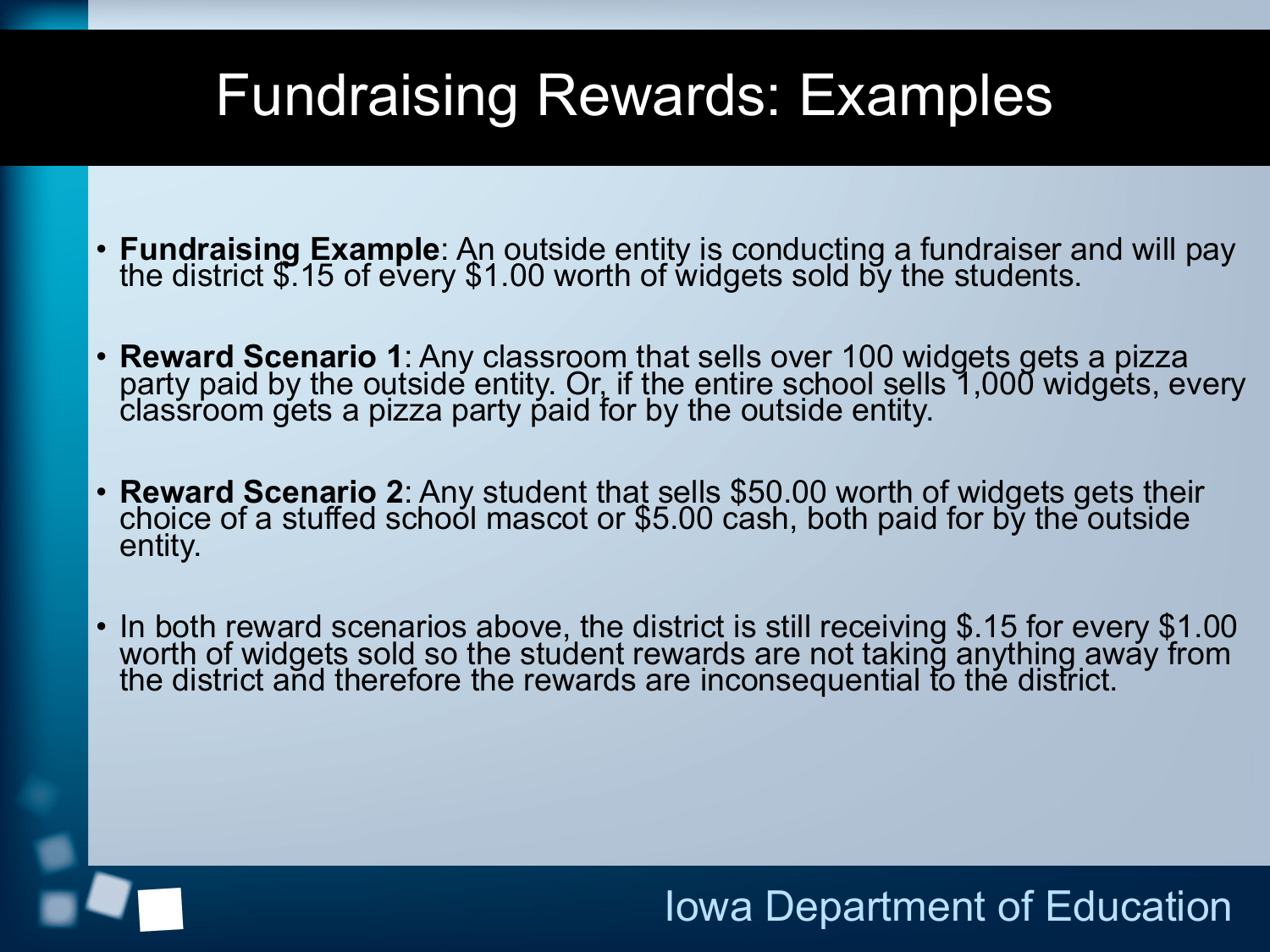# Fundraising Rewards: Examples

- **Fundraising Example**: An outside entity is conducting a fundraiser and will pay the district $.15 of every $1.00 worth of widgets sold by the students.
- **Reward Scenario 1**: Any classroom that sells over 100 widgets gets a pizza party paid by the outside entity. Or, if the entire school sells 1,000 widgets, every classroom gets a pizza party paid for by the outside entity.
- **Reward Scenario 2**: Any student that sells $50.00 worth of widgets gets their choice of a stuffed school mascot or $5.00 cash, both paid for by the outside entity.
- In both reward scenarios above, the district is still receiving $.15 for every $1.00 worth of widgets sold so the student rewards are not taking anything away from the district and therefore the rewards are inconsequential to the district.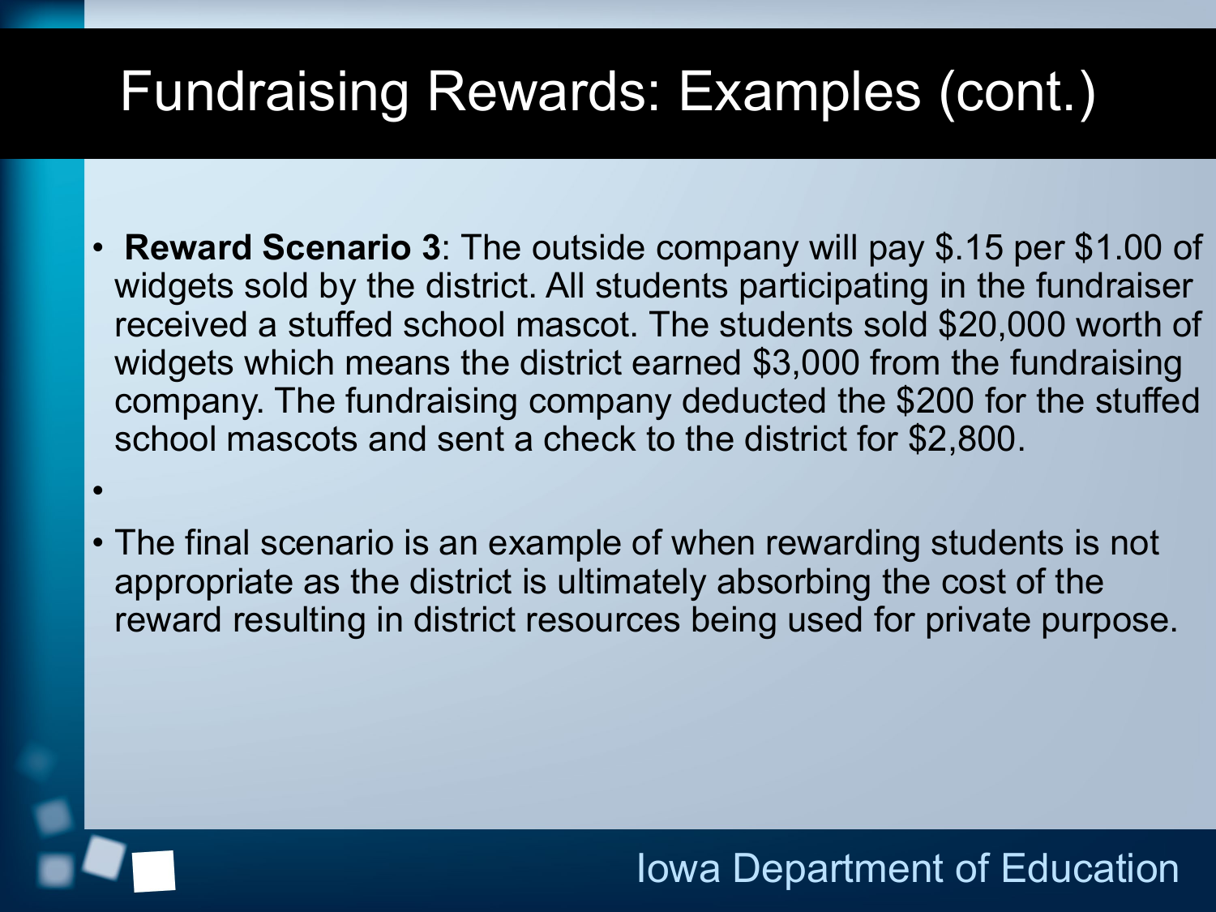# Fundraising Rewards: Examples (cont.)

- **Reward Scenario 3**: The outside company will pay $.15 per $1.00 of widgets sold by the district. All students participating in the fundraiser received a stuffed school mascot. The students sold $20,000 worth of widgets which means the district earned $3,000 from the fundraising company. The fundraising company deducted the $200 for the stuffed school mascots and sent a check to the district for $2,800.
- The final scenario is an example of when rewarding students is not appropriate as the district is ultimately absorbing the cost of the reward resulting in district resources being used for private purpose.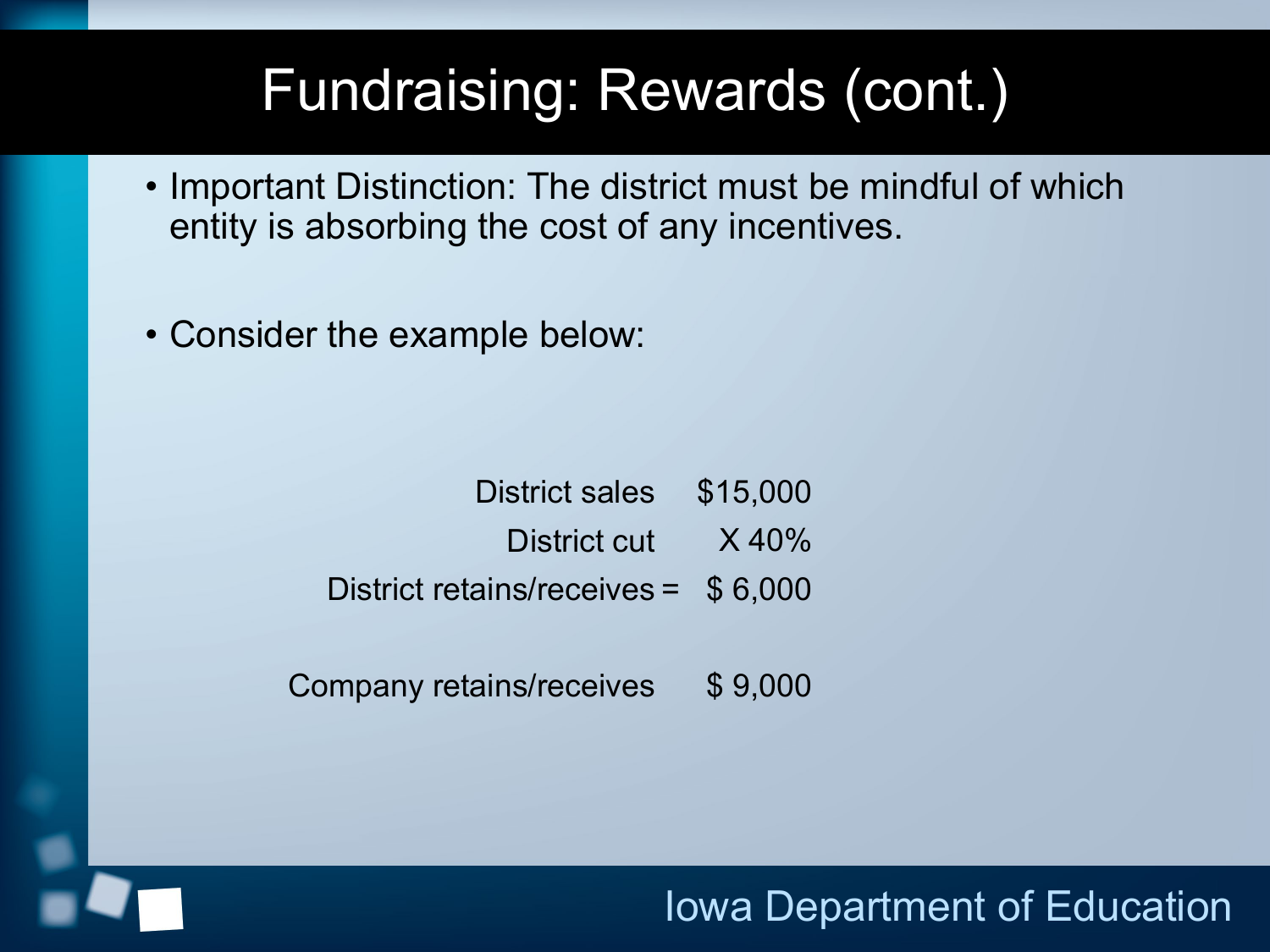# Fundraising: Rewards (cont.)

- Important Distinction: The district must be mindful of which entity is absorbing the cost of any incentives.

- Consider the example below:

| | |
|---|---|
| District sales | $15,000 |
| District cut | X 40% |
| District retains/receives = | $ 6,000 |
| | |
| Company retains/receives | $ 9,000 |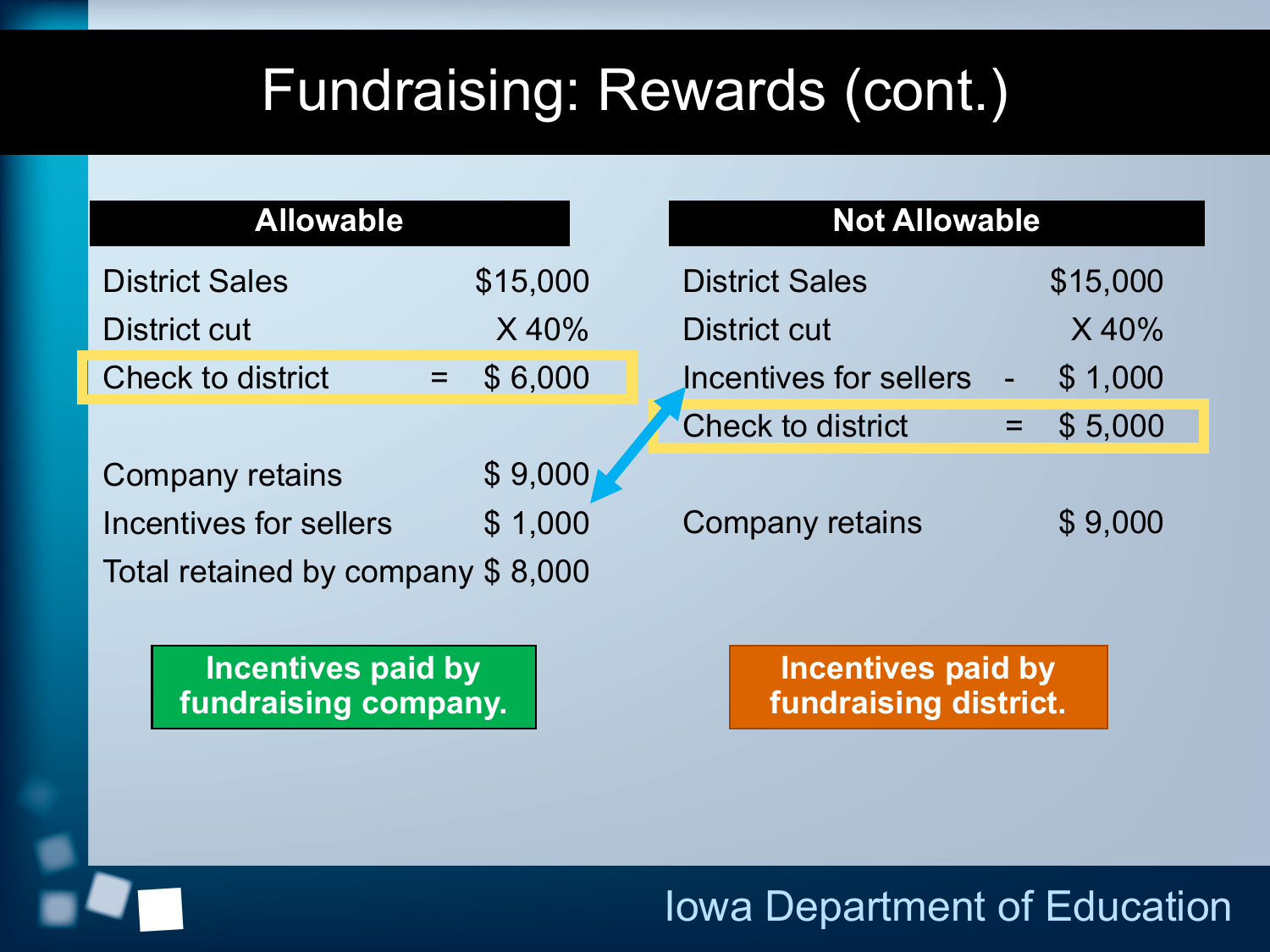# Fundraising: Rewards (cont.)

## Allowable

| | | |
|---|---|---|
| District Sales | | $15,000 |
| District cut | | X 40% |
| Check to district | = | $ 6,000 |
| | | |
| Company retains | | $ 9,000 |
| Incentives for sellers | | $ 1,000 |
| Total retained by company | | $ 8,000 |

**Incentives paid by fundraising company.**

## Not Allowable

| | | |
|---|---|---|
| District Sales | | $15,000 |
| District cut | | X 40% |
| Incentives for sellers | - | $ 1,000 |
| Check to district | = | $ 5,000 |
| | | |
| Company retains | | $ 9,000 |

**Incentives paid by fundraising district.**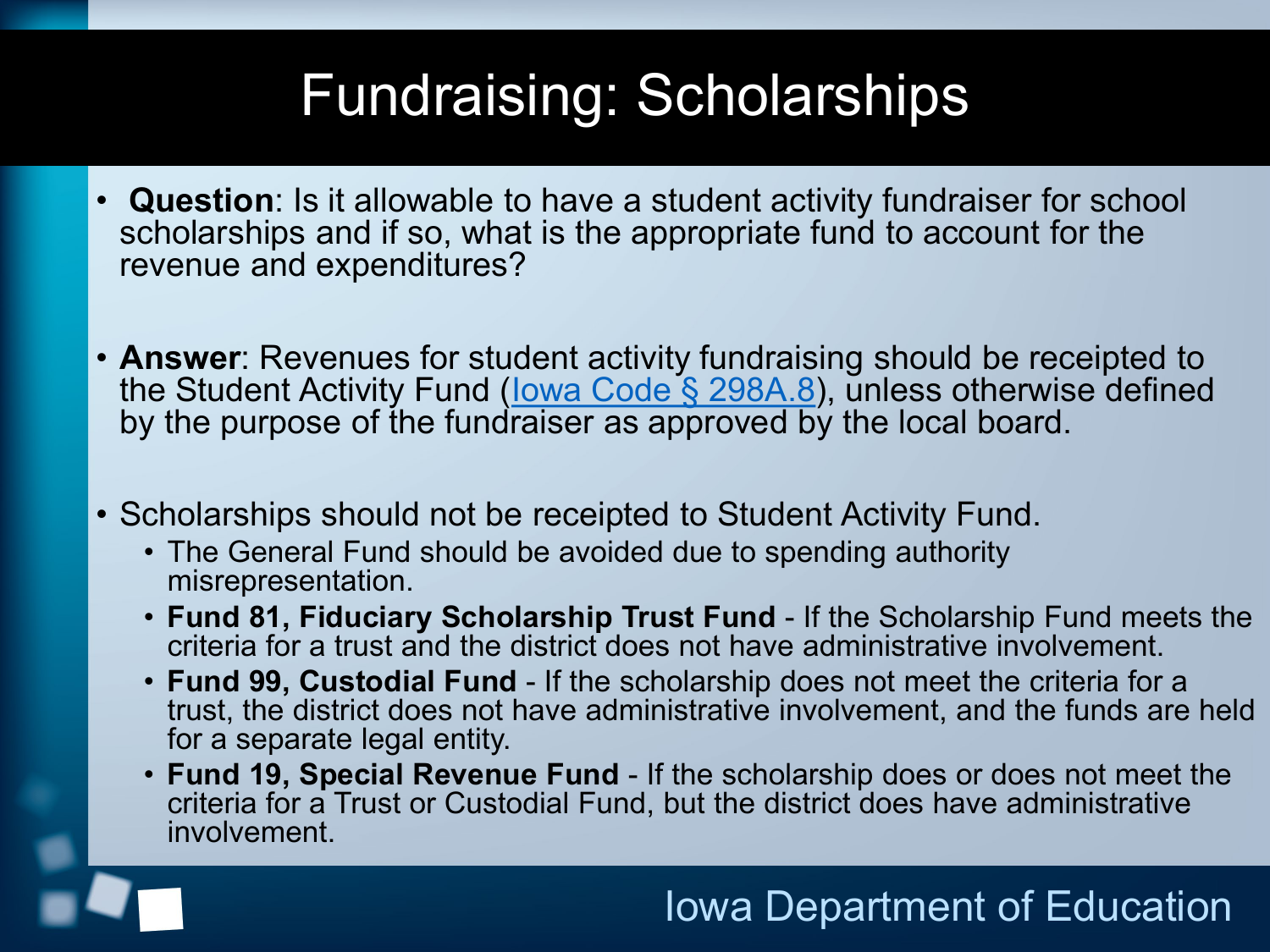# Fundraising: Scholarships

- **Question**: Is it allowable to have a student activity fundraiser for school scholarships and if so, what is the appropriate fund to account for the revenue and expenditures?

- **Answer**: Revenues for student activity fundraising should be receipted to the Student Activity Fund (Iowa Code § 298A.8), unless otherwise defined by the purpose of the fundraiser as approved by the local board.

- Scholarships should not be receipted to Student Activity Fund.
  - The General Fund should be avoided due to spending authority misrepresentation.
  - **Fund 81, Fiduciary Scholarship Trust Fund** - If the Scholarship Fund meets the criteria for a trust and the district does not have administrative involvement.
  - **Fund 99, Custodial Fund** - If the scholarship does not meet the criteria for a trust, the district does not have administrative involvement, and the funds are held for a separate legal entity.
  - **Fund 19, Special Revenue Fund** - If the scholarship does or does not meet the criteria for a Trust or Custodial Fund, but the district does have administrative involvement.

Iowa Department of Education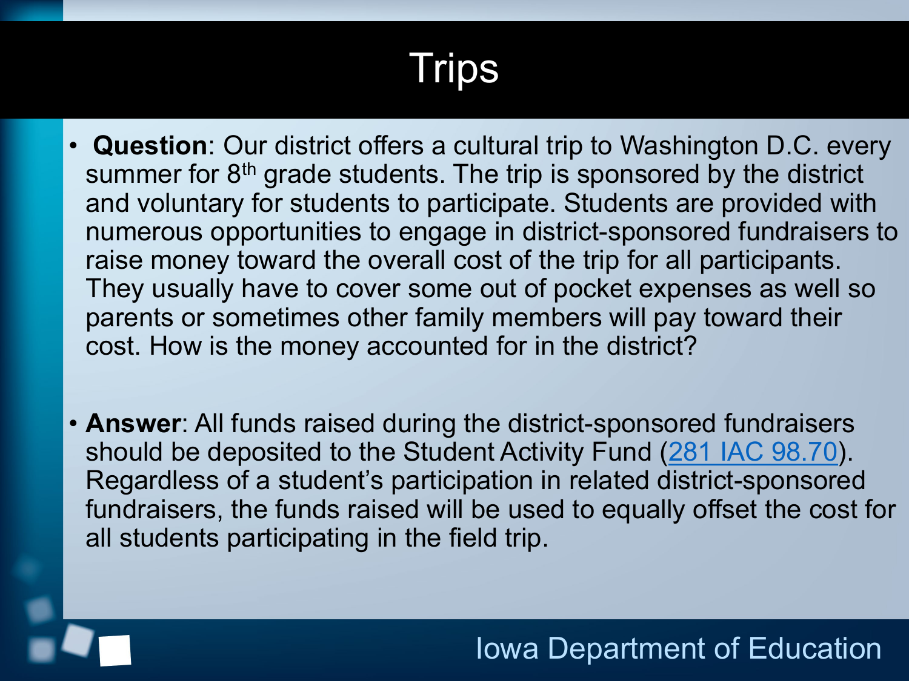# Trips

- **Question**: Our district offers a cultural trip to Washington D.C. every summer for 8th grade students. The trip is sponsored by the district and voluntary for students to participate. Students are provided with numerous opportunities to engage in district-sponsored fundraisers to raise money toward the overall cost of the trip for all participants. They usually have to cover some out of pocket expenses as well so parents or sometimes other family members will pay toward their cost. How is the money accounted for in the district?

- **Answer**: All funds raised during the district-sponsored fundraisers should be deposited to the Student Activity Fund (281 IAC 98.70). Regardless of a student's participation in related district-sponsored fundraisers, the funds raised will be used to equally offset the cost for all students participating in the field trip.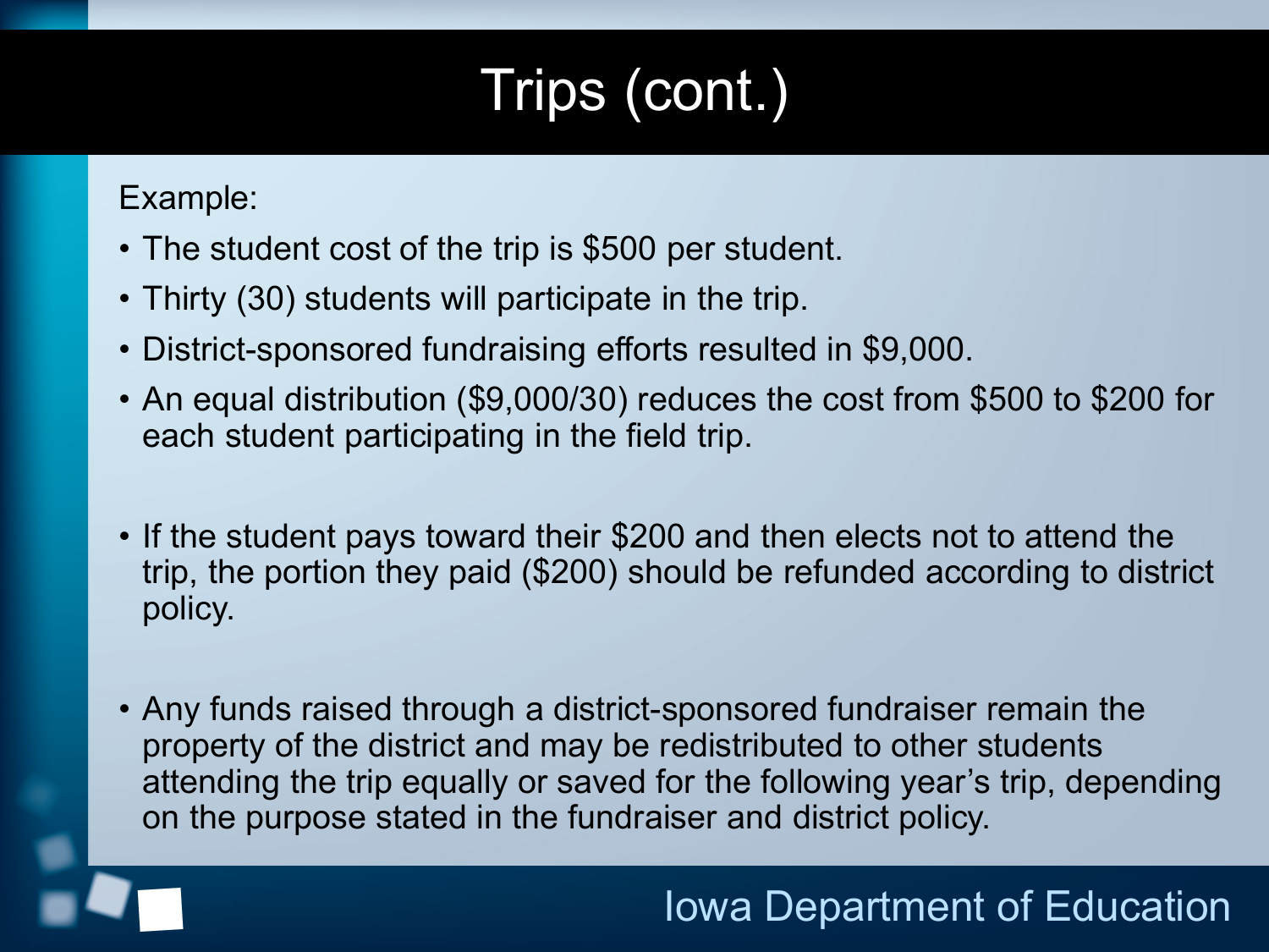# Trips (cont.)

Example:

- The student cost of the trip is $500 per student.
- Thirty (30) students will participate in the trip.
- District-sponsored fundraising efforts resulted in $9,000.
- An equal distribution ($9,000/30) reduces the cost from $500 to $200 for each student participating in the field trip.

- If the student pays toward their $200 and then elects not to attend the trip, the portion they paid ($200) should be refunded according to district policy.

- Any funds raised through a district-sponsored fundraiser remain the property of the district and may be redistributed to other students attending the trip equally or saved for the following year's trip, depending on the purpose stated in the fundraiser and district policy.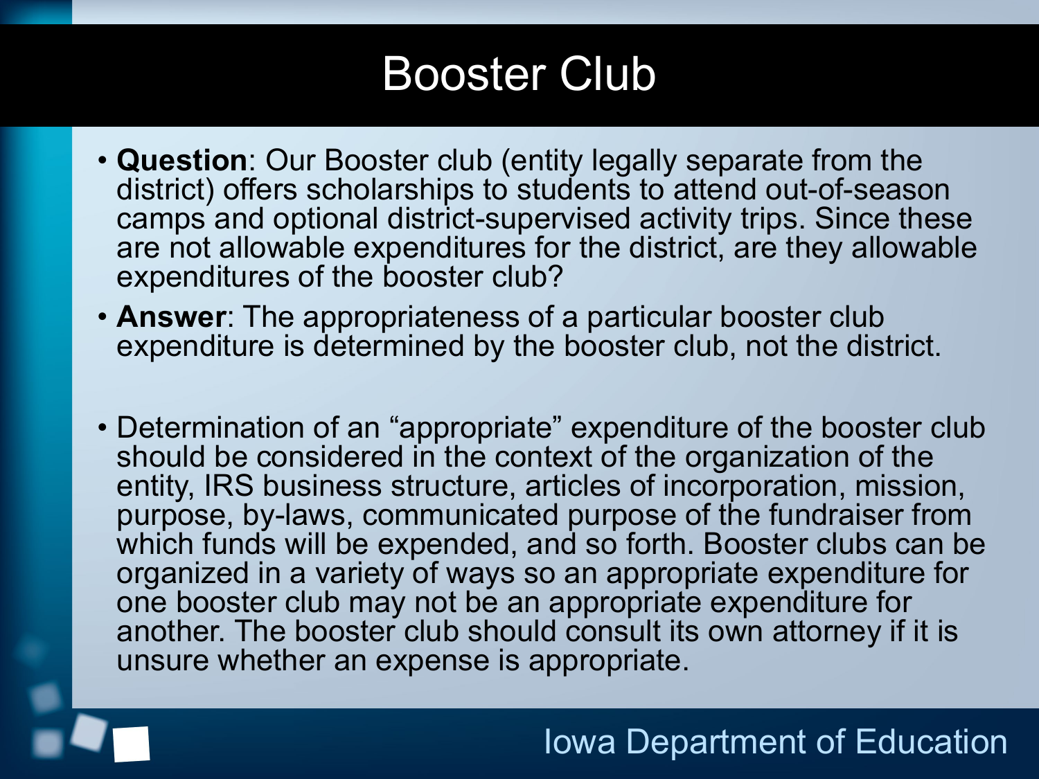# Booster Club

- **Question**: Our Booster club (entity legally separate from the district) offers scholarships to students to attend out-of-season camps and optional district-supervised activity trips. Since these are not allowable expenditures for the district, are they allowable expenditures of the booster club?
- **Answer**: The appropriateness of a particular booster club expenditure is determined by the booster club, not the district.

- Determination of an "appropriate" expenditure of the booster club should be considered in the context of the organization of the entity, IRS business structure, articles of incorporation, mission, purpose, by-laws, communicated purpose of the fundraiser from which funds will be expended, and so forth. Booster clubs can be organized in a variety of ways so an appropriate expenditure for one booster club may not be an appropriate expenditure for another. The booster club should consult its own attorney if it is unsure whether an expense is appropriate.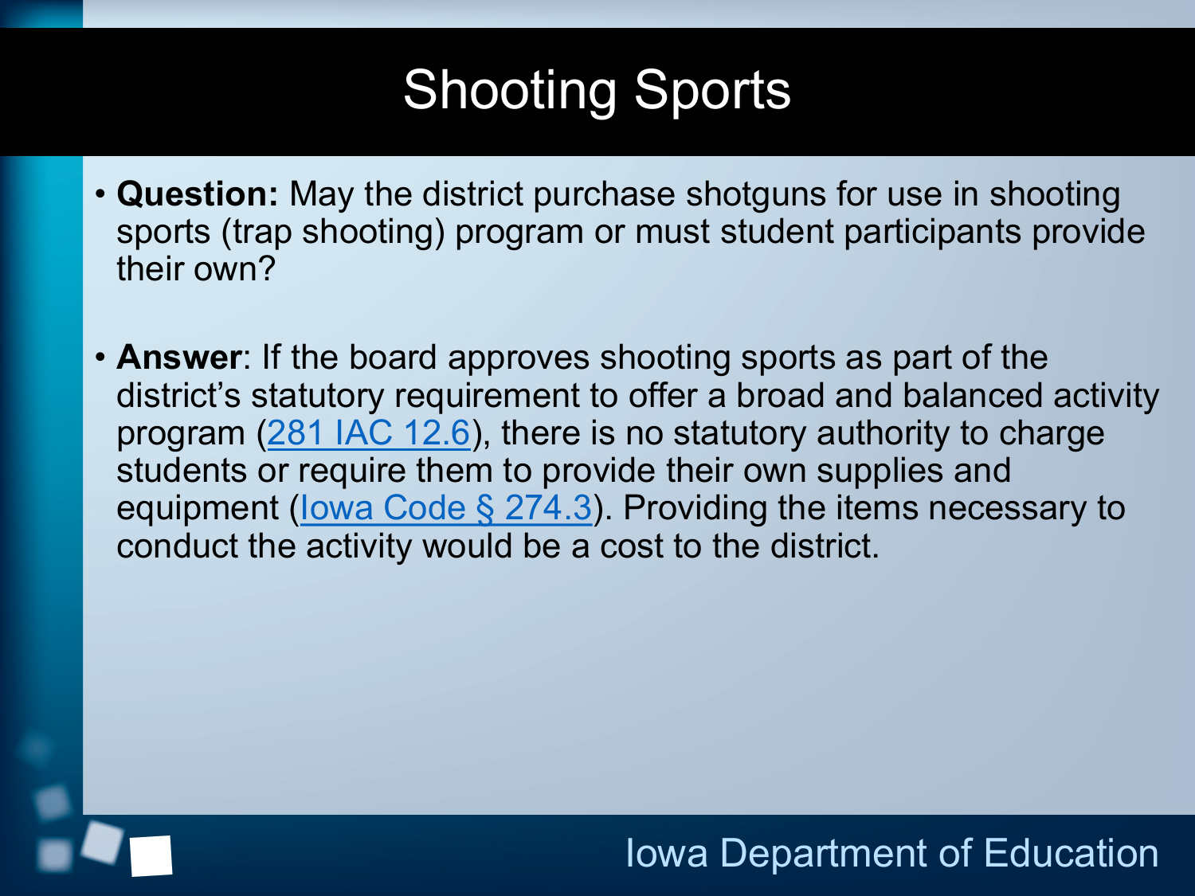# Shooting Sports

- **Question:** May the district purchase shotguns for use in shooting sports (trap shooting) program or must student participants provide their own?

- **Answer**: If the board approves shooting sports as part of the district's statutory requirement to offer a broad and balanced activity program (281 IAC 12.6), there is no statutory authority to charge students or require them to provide their own supplies and equipment (Iowa Code § 274.3). Providing the items necessary to conduct the activity would be a cost to the district.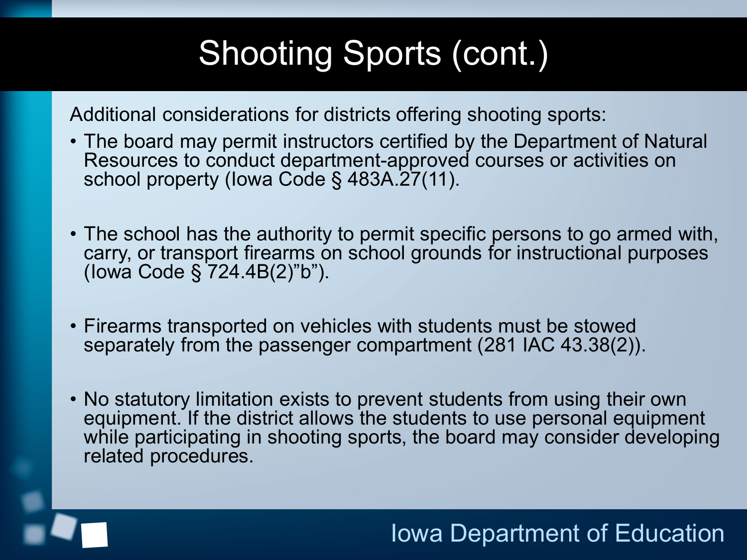# Shooting Sports (cont.)

Additional considerations for districts offering shooting sports:

- The board may permit instructors certified by the Department of Natural Resources to conduct department-approved courses or activities on school property (Iowa Code § 483A.27(11).

- The school has the authority to permit specific persons to go armed with, carry, or transport firearms on school grounds for instructional purposes (Iowa Code § 724.4B(2)"b").

- Firearms transported on vehicles with students must be stowed separately from the passenger compartment (281 IAC 43.38(2)).

- No statutory limitation exists to prevent students from using their own equipment. If the district allows the students to use personal equipment while participating in shooting sports, the board may consider developing related procedures.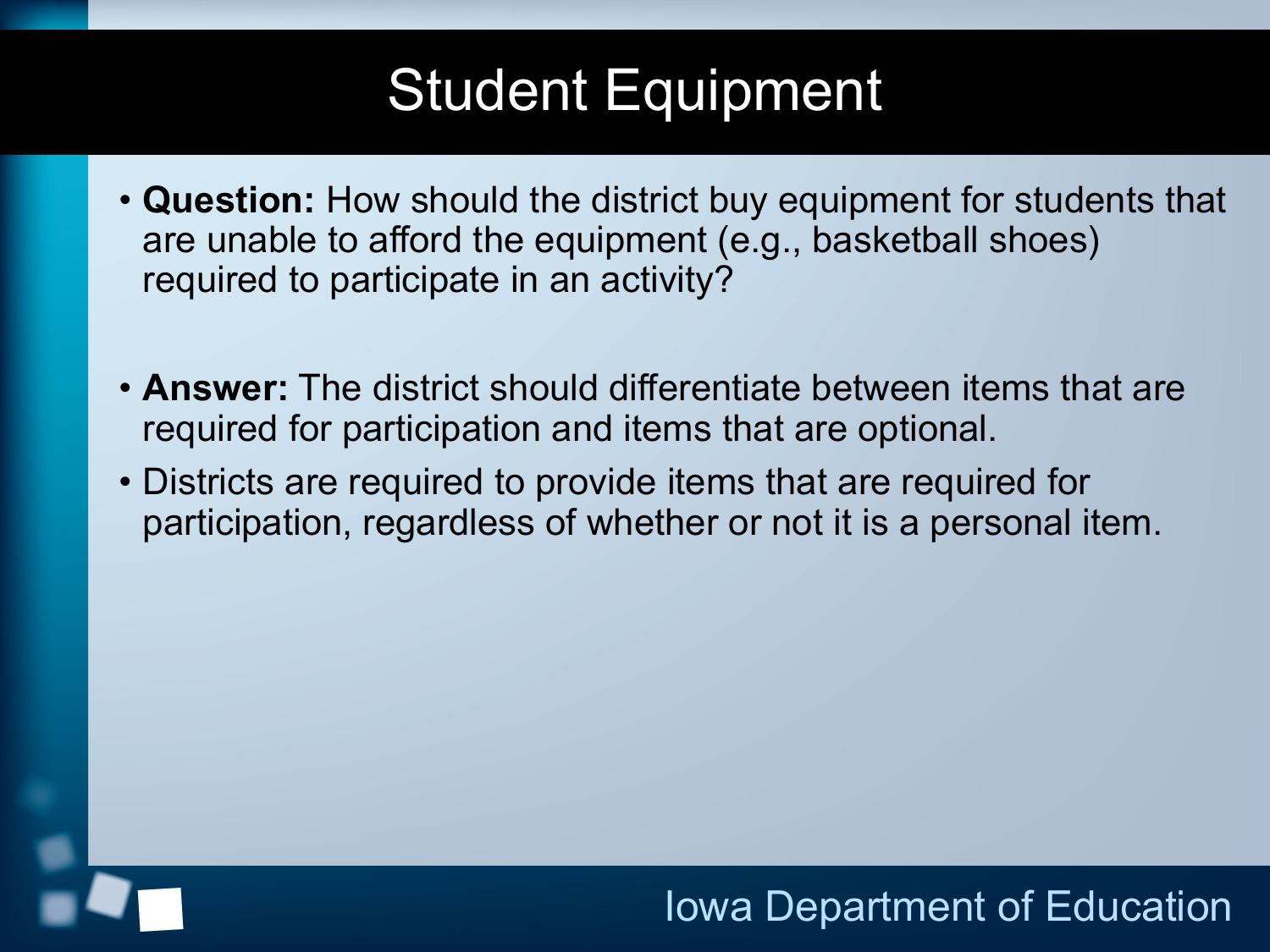# Student Equipment

- **Question:** How should the district buy equipment for students that are unable to afford the equipment (e.g., basketball shoes) required to participate in an activity?

- **Answer:** The district should differentiate between items that are required for participation and items that are optional.
- Districts are required to provide items that are required for participation, regardless of whether or not it is a personal item.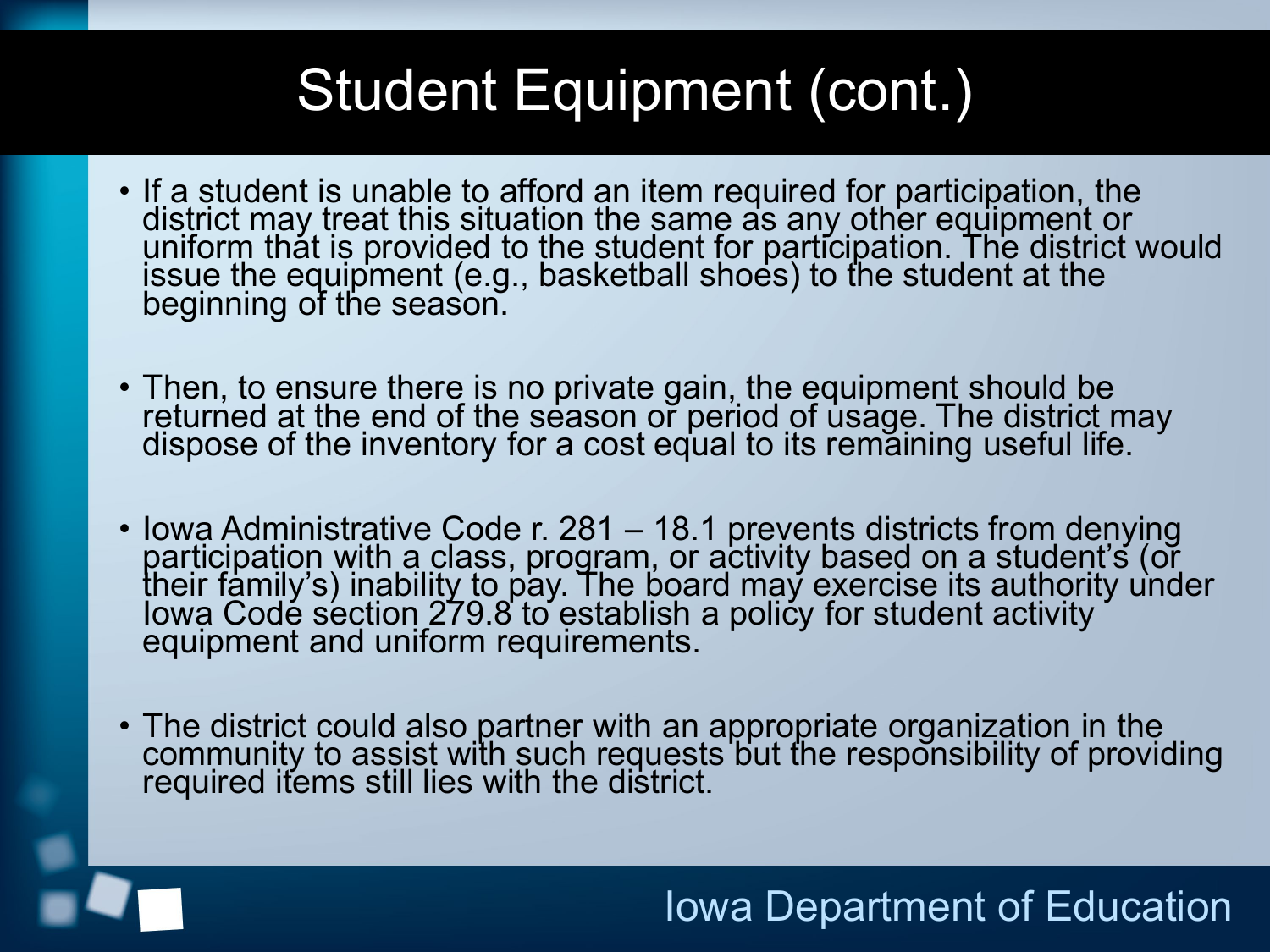# Student Equipment (cont.)

- If a student is unable to afford an item required for participation, the district may treat this situation the same as any other equipment or uniform that is provided to the student for participation. The district would issue the equipment (e.g., basketball shoes) to the student at the beginning of the season.

- Then, to ensure there is no private gain, the equipment should be returned at the end of the season or period of usage. The district may dispose of the inventory for a cost equal to its remaining useful life.

- Iowa Administrative Code r. 281 – 18.1 prevents districts from denying participation with a class, program, or activity based on a student's (or their family's) inability to pay. The board may exercise its authority under Iowa Code section 279.8 to establish a policy for student activity equipment and uniform requirements.

- The district could also partner with an appropriate organization in the community to assist with such requests but the responsibility of providing required items still lies with the district.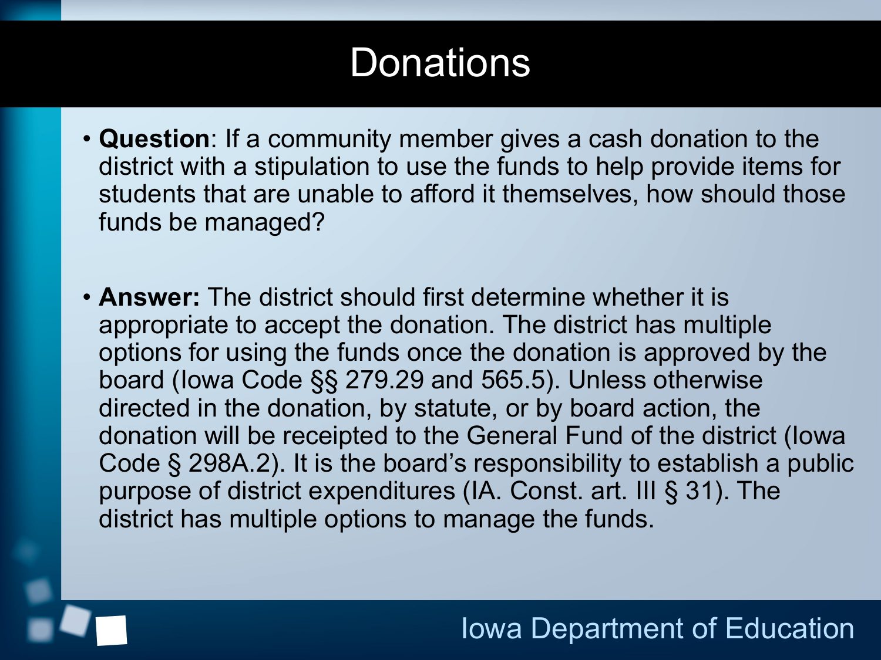# Donations

- **Question**: If a community member gives a cash donation to the district with a stipulation to use the funds to help provide items for students that are unable to afford it themselves, how should those funds be managed?

- **Answer:** The district should first determine whether it is appropriate to accept the donation. The district has multiple options for using the funds once the donation is approved by the board (Iowa Code §§ 279.29 and 565.5). Unless otherwise directed in the donation, by statute, or by board action, the donation will be receipted to the General Fund of the district (Iowa Code § 298A.2). It is the board's responsibility to establish a public purpose of district expenditures (IA. Const. art. III § 31). The district has multiple options to manage the funds.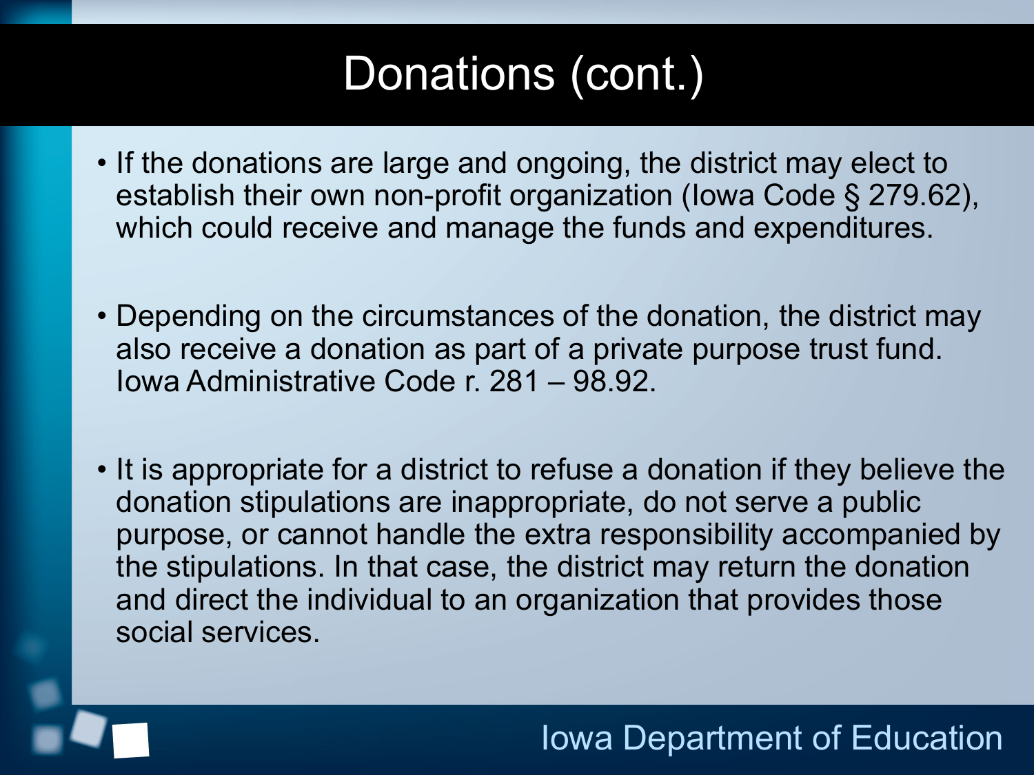# Donations (cont.)

- If the donations are large and ongoing, the district may elect to establish their own non-profit organization (Iowa Code § 279.62), which could receive and manage the funds and expenditures.

- Depending on the circumstances of the donation, the district may also receive a donation as part of a private purpose trust fund. Iowa Administrative Code r. 281 – 98.92.

- It is appropriate for a district to refuse a donation if they believe the donation stipulations are inappropriate, do not serve a public purpose, or cannot handle the extra responsibility accompanied by the stipulations. In that case, the district may return the donation and direct the individual to an organization that provides those social services.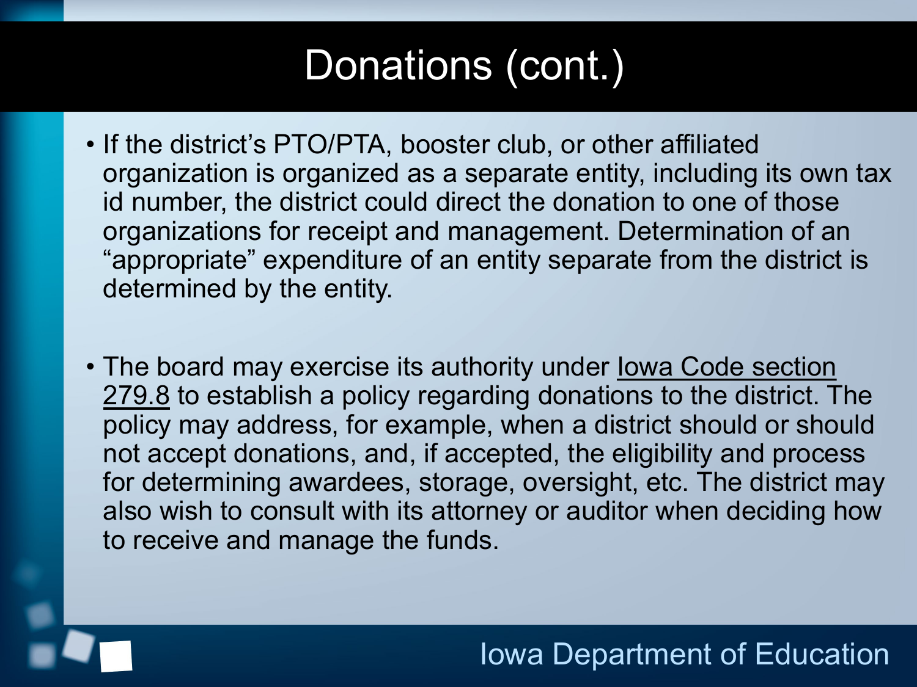# Donations (cont.)

- If the district's PTO/PTA, booster club, or other affiliated organization is organized as a separate entity, including its own tax id number, the district could direct the donation to one of those organizations for receipt and management. Determination of an "appropriate" expenditure of an entity separate from the district is determined by the entity.

- The board may exercise its authority under Iowa Code section 279.8 to establish a policy regarding donations to the district. The policy may address, for example, when a district should or should not accept donations, and, if accepted, the eligibility and process for determining awardees, storage, oversight, etc. The district may also wish to consult with its attorney or auditor when deciding how to receive and manage the funds.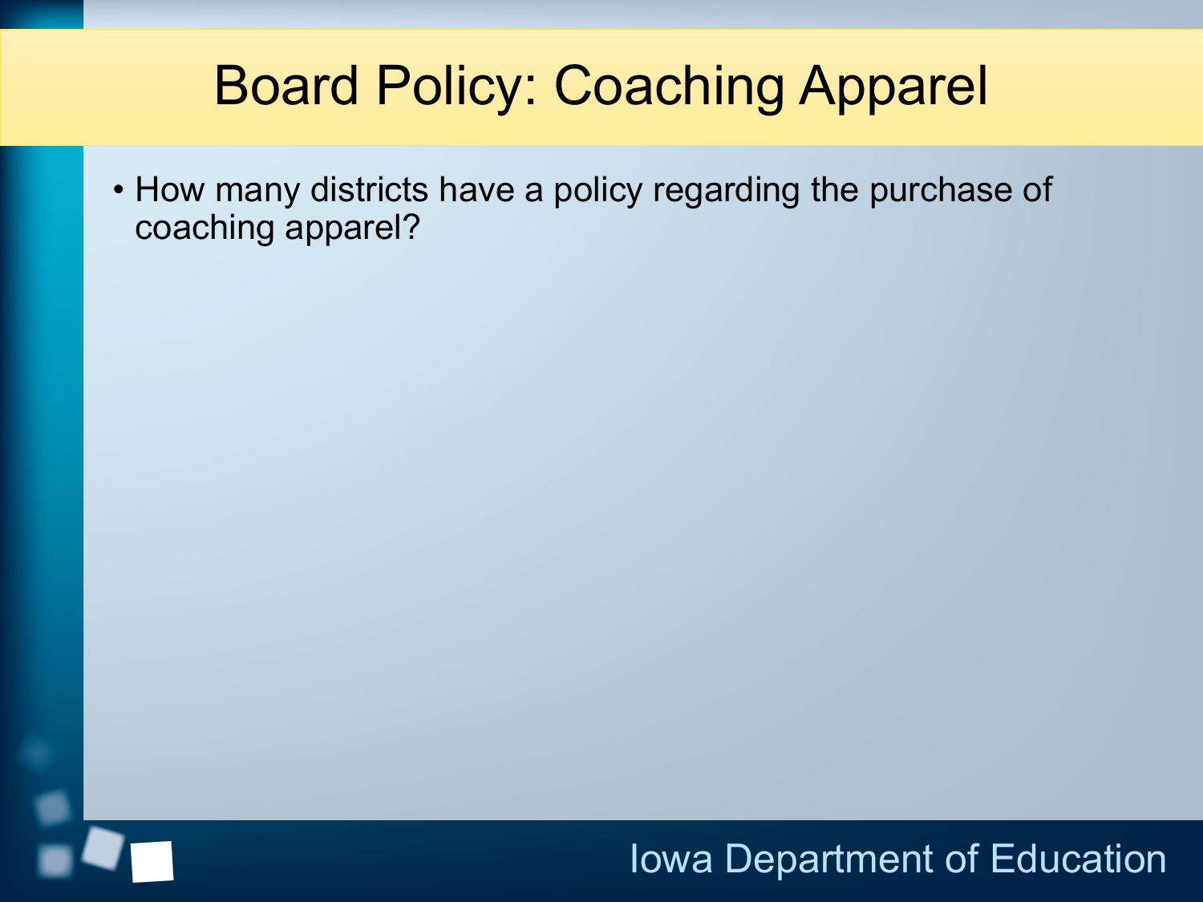# Board Policy: Coaching Apparel

- How many districts have a policy regarding the purchase of coaching apparel?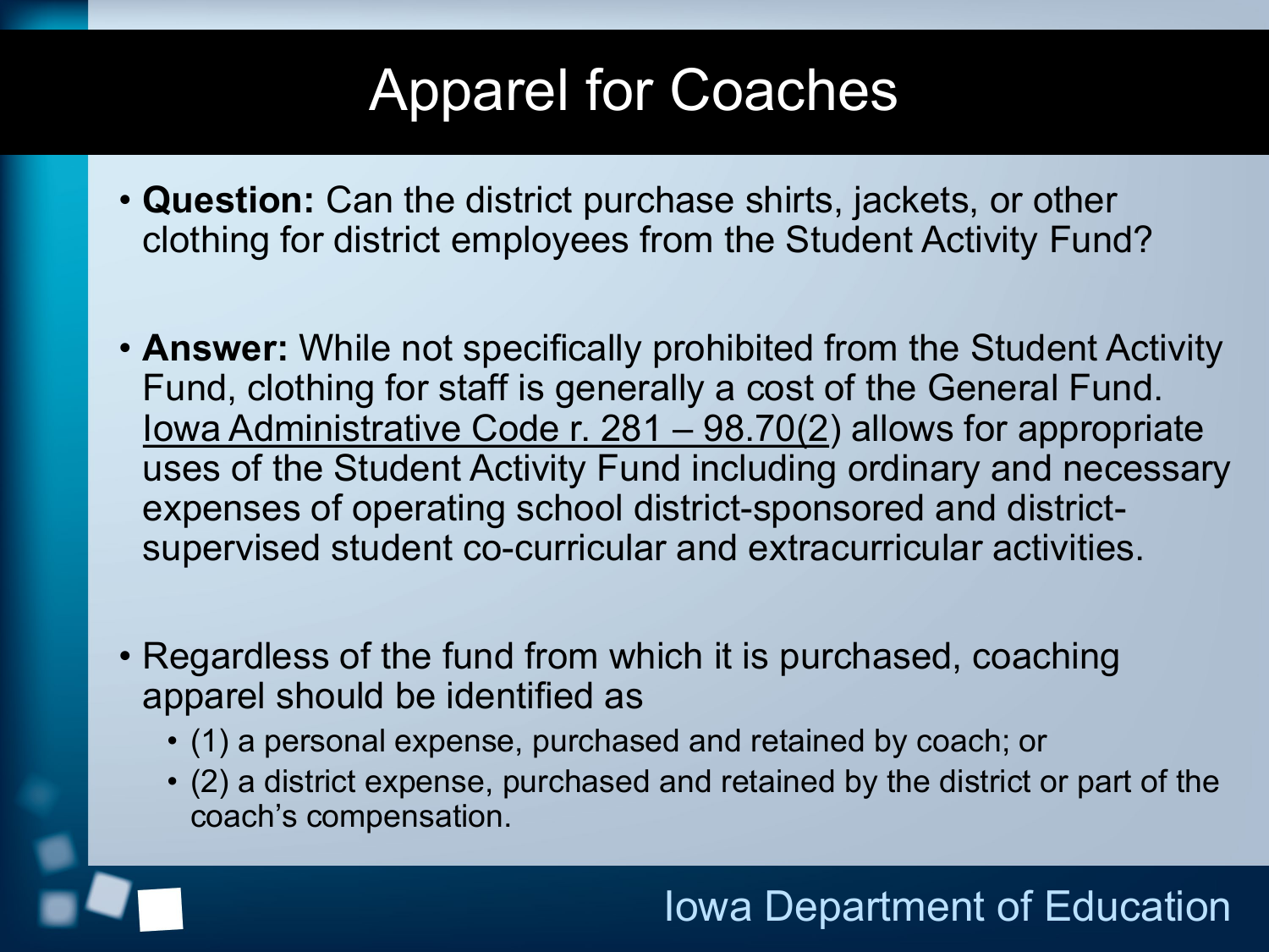# Apparel for Coaches

- **Question:** Can the district purchase shirts, jackets, or other clothing for district employees from the Student Activity Fund?

- **Answer:** While not specifically prohibited from the Student Activity Fund, clothing for staff is generally a cost of the General Fund. Iowa Administrative Code r. 281 – 98.70(2) allows for appropriate uses of the Student Activity Fund including ordinary and necessary expenses of operating school district-sponsored and district-supervised student co-curricular and extracurricular activities.

- Regardless of the fund from which it is purchased, coaching apparel should be identified as
  - (1) a personal expense, purchased and retained by coach; or
  - (2) a district expense, purchased and retained by the district or part of the coach's compensation.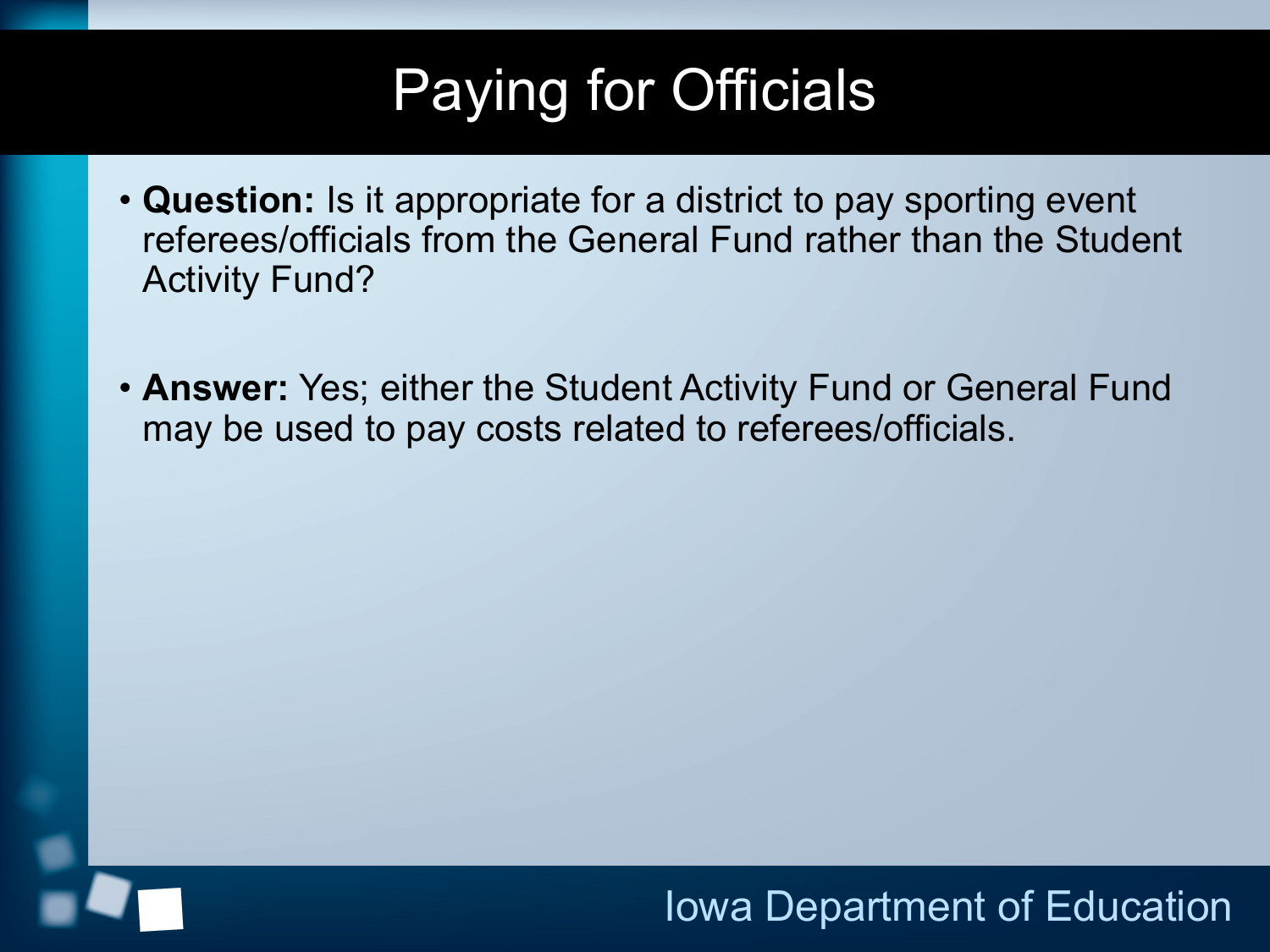# Paying for Officials

- **Question:** Is it appropriate for a district to pay sporting event referees/officials from the General Fund rather than the Student Activity Fund?

- **Answer:** Yes; either the Student Activity Fund or General Fund may be used to pay costs related to referees/officials.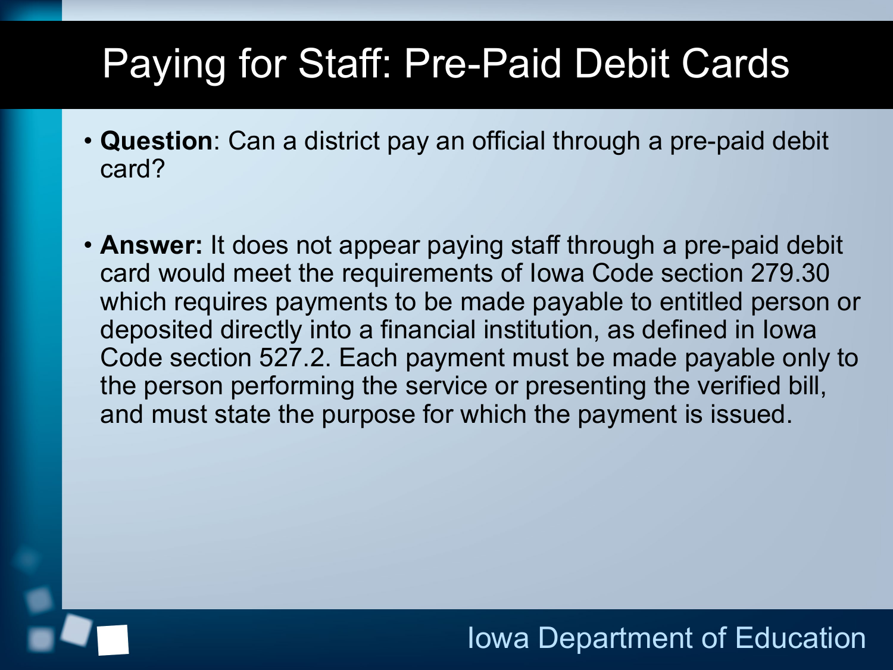# Paying for Staff: Pre-Paid Debit Cards

- **Question**: Can a district pay an official through a pre-paid debit card?

- **Answer:** It does not appear paying staff through a pre-paid debit card would meet the requirements of Iowa Code section 279.30 which requires payments to be made payable to entitled person or deposited directly into a financial institution, as defined in Iowa Code section 527.2. Each payment must be made payable only to the person performing the service or presenting the verified bill, and must state the purpose for which the payment is issued.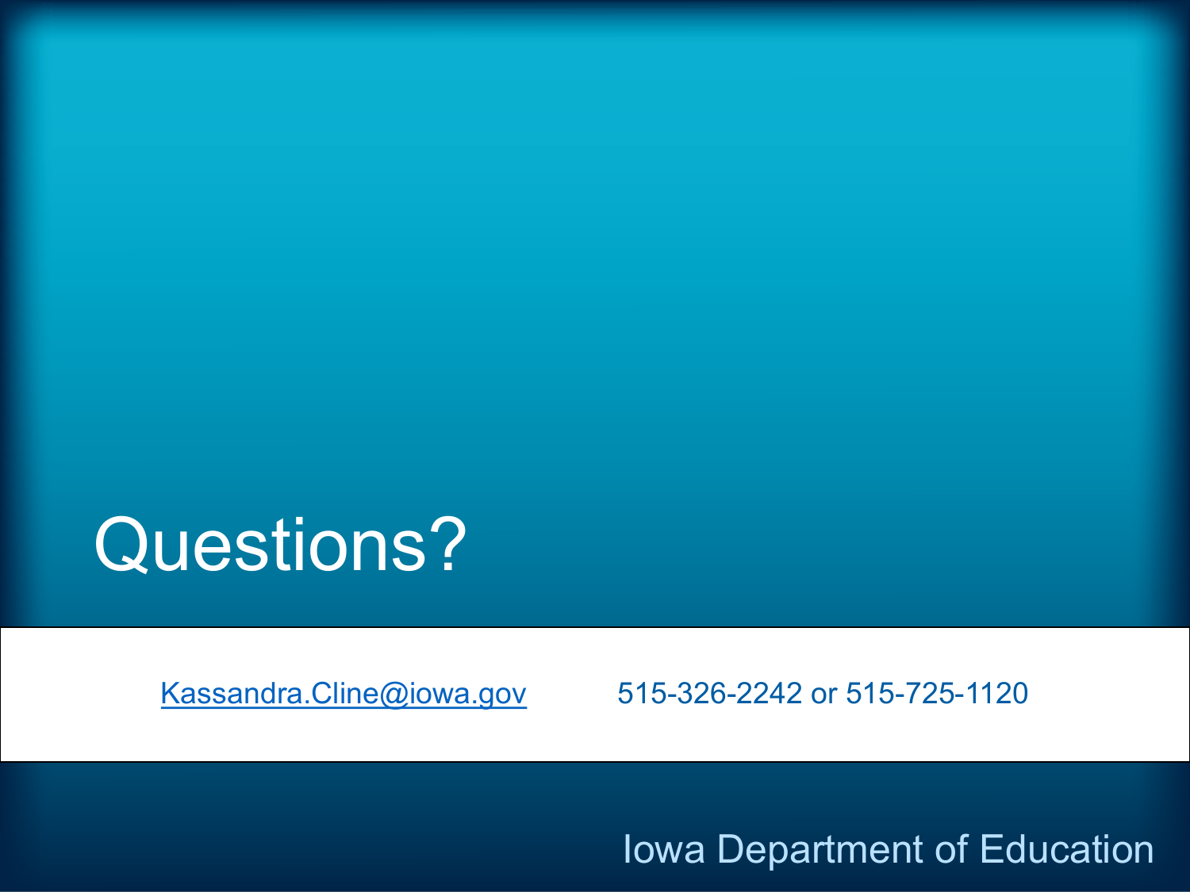# Questions?

Kassandra.Cline@iowa.gov 515-326-2242 or 515-725-1120

Iowa Department of Education